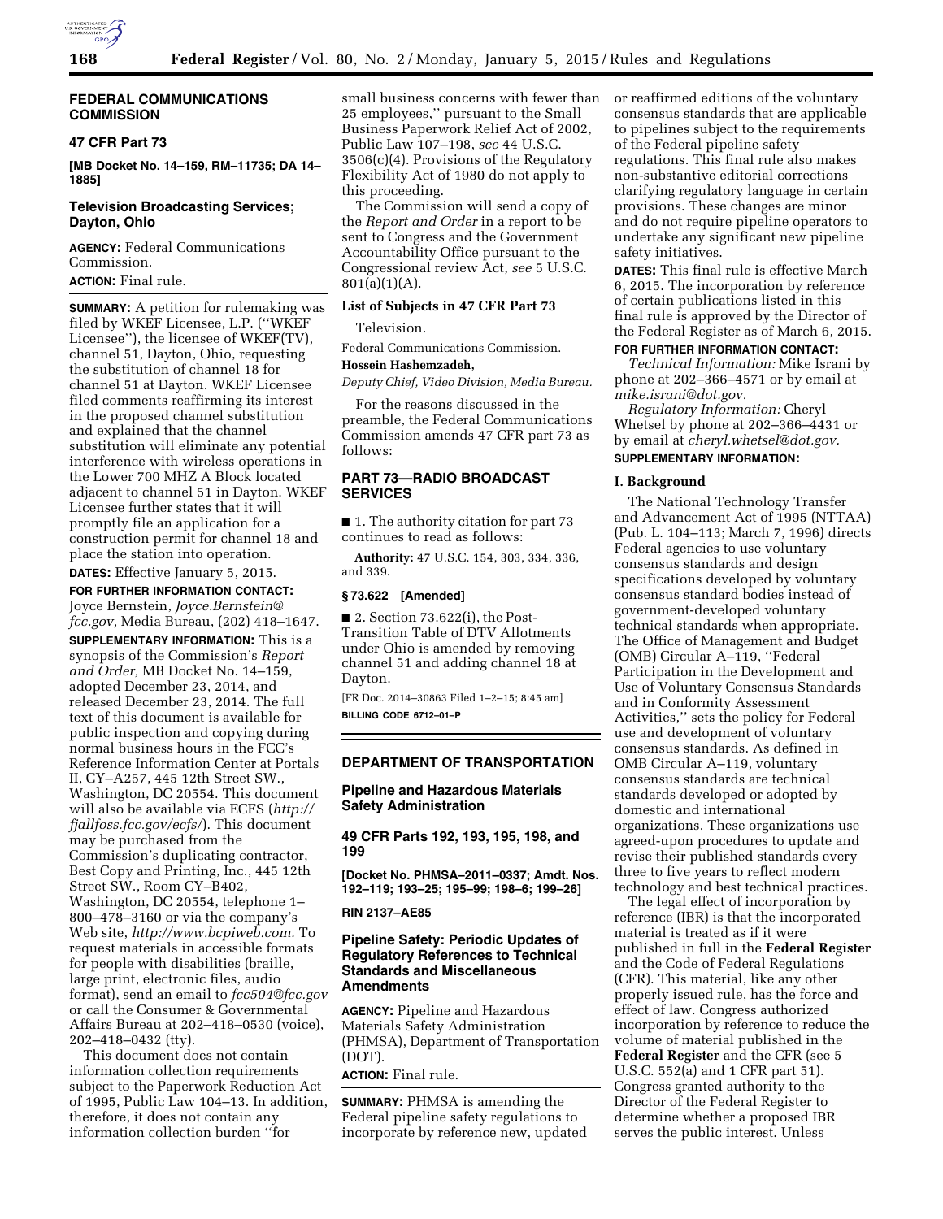## FEDERAL COMMUNICATIONS COMMISSION

### 47 CFR Part 73

**[MB Docket No. 14–159, RM–11735; DA 14–1885]**

### Television Broadcasting Services; Dayton, Ohio

**AGENCY:** Federal Communications Commission.

**ACTION:** Final rule.

**SUMMARY:** A petition for rulemaking was filed by WKEF Licensee, L.P. (''WKEF Licensee''), the licensee of WKEF(TV), channel 51, Dayton, Ohio, requesting the substitution of channel 18 for channel 51 at Dayton. WKEF Licensee filed comments reaffirming its interest in the proposed channel substitution and explained that the channel substitution will eliminate any potential interference with wireless operations in the Lower 700 MHZ A Block located adjacent to channel 51 in Dayton. WKEF Licensee further states that it will promptly file an application for a construction permit for channel 18 and place the station into operation.

**DATES:** Effective January 5, 2015.

**FOR FURTHER INFORMATION CONTACT:** Joyce Bernstein, *Joyce.Bernstein@fcc.gov,* Media Bureau, (202) 418–1647.

**SUPPLEMENTARY INFORMATION:** This is a synopsis of the Commission's *Report and Order,* MB Docket No. 14–159, adopted December 23, 2014, and released December 23, 2014. The full text of this document is available for public inspection and copying during normal business hours in the FCC's Reference Information Center at Portals II, CY–A257, 445 12th Street SW., Washington, DC 20554. This document will also be available via ECFS (*http://fjallfoss.fcc.gov/ecfs/*). This document may be purchased from the Commission's duplicating contractor, Best Copy and Printing, Inc., 445 12th Street SW., Room CY–B402, Washington, DC 20554, telephone 1–800–478–3160 or via the company's Web site, *http://www.bcpiweb.com.* To request materials in accessible formats for people with disabilities (braille, large print, electronic files, audio format), send an email to *fcc504@fcc.gov* or call the Consumer & Governmental Affairs Bureau at 202–418–0530 (voice), 202–418–0432 (tty).

This document does not contain information collection requirements subject to the Paperwork Reduction Act of 1995, Public Law 104–13. In addition, therefore, it does not contain any information collection burden ''for small business concerns with fewer than 25 employees,'' pursuant to the Small Business Paperwork Relief Act of 2002, Public Law 107–198, *see* 44 U.S.C. 3506(c)(4). Provisions of the Regulatory Flexibility Act of 1980 do not apply to this proceeding.

The Commission will send a copy of the *Report and Order* in a report to be sent to Congress and the Government Accountability Office pursuant to the Congressional review Act, *see* 5 U.S.C. 801(a)(1)(A).

**List of Subjects in 47 CFR Part 73**

Television.

Federal Communications Commission.

**Hossein Hashemzadeh,**

*Deputy Chief, Video Division, Media Bureau.*

For the reasons discussed in the preamble, the Federal Communications Commission amends 47 CFR part 73 as follows:

### PART 73—RADIO BROADCAST SERVICES

■ 1. The authority citation for part 73 continues to read as follows:

**Authority:** 47 U.S.C. 154, 303, 334, 336, and 339.

**§ 73.622 [Amended]**

■ 2. Section 73.622(i), the Post-Transition Table of DTV Allotments under Ohio is amended by removing channel 51 and adding channel 18 at Dayton.

[FR Doc. 2014–30863 Filed 1–2–15; 8:45 am]

**BILLING CODE 6712–01–P**

## DEPARTMENT OF TRANSPORTATION

### Pipeline and Hazardous Materials Safety Administration

### 49 CFR Parts 192, 193, 195, 198, and 199

**[Docket No. PHMSA–2011–0337; Amdt. Nos. 192–119; 193–25; 195–99; 198–6; 199–26]**

**RIN 2137–AE85**

### Pipeline Safety: Periodic Updates of Regulatory References to Technical Standards and Miscellaneous Amendments

**AGENCY:** Pipeline and Hazardous Materials Safety Administration (PHMSA), Department of Transportation (DOT).

**ACTION:** Final rule.

**SUMMARY:** PHMSA is amending the Federal pipeline safety regulations to incorporate by reference new, updated or reaffirmed editions of the voluntary consensus standards that are applicable to pipelines subject to the requirements of the Federal pipeline safety regulations. This final rule also makes non-substantive editorial corrections clarifying regulatory language in certain provisions. These changes are minor and do not require pipeline operators to undertake any significant new pipeline safety initiatives.

**DATES:** This final rule is effective March 6, 2015. The incorporation by reference of certain publications listed in this final rule is approved by the Director of the Federal Register as of March 6, 2015.

**FOR FURTHER INFORMATION CONTACT:**

*Technical Information:* Mike Israni by phone at 202–366–4571 or by email at *mike.israni@dot.gov.*

*Regulatory Information:* Cheryl Whetsel by phone at 202–366–4431 or by email at *cheryl.whetsel@dot.gov.*

**SUPPLEMENTARY INFORMATION:**

**I. Background**

The National Technology Transfer and Advancement Act of 1995 (NTTAA) (Pub. L. 104–113; March 7, 1996) directs Federal agencies to use voluntary consensus standards and design specifications developed by voluntary consensus standard bodies instead of government-developed voluntary technical standards when appropriate. The Office of Management and Budget (OMB) Circular A–119, ''Federal Participation in the Development and Use of Voluntary Consensus Standards and in Conformity Assessment Activities,'' sets the policy for Federal use and development of voluntary consensus standards. As defined in OMB Circular A–119, voluntary consensus standards are technical standards developed or adopted by domestic and international organizations. These organizations use agreed-upon procedures to update and revise their published standards every three to five years to reflect modern technology and best technical practices.

The legal effect of incorporation by reference (IBR) is that the incorporated material is treated as if it were published in full in the **Federal Register** and the Code of Federal Regulations (CFR). This material, like any other properly issued rule, has the force and effect of law. Congress authorized incorporation by reference to reduce the volume of material published in the **Federal Register** and the CFR (see 5 U.S.C. 552(a) and 1 CFR part 51). Congress granted authority to the Director of the Federal Register to determine whether a proposed IBR serves the public interest. Unless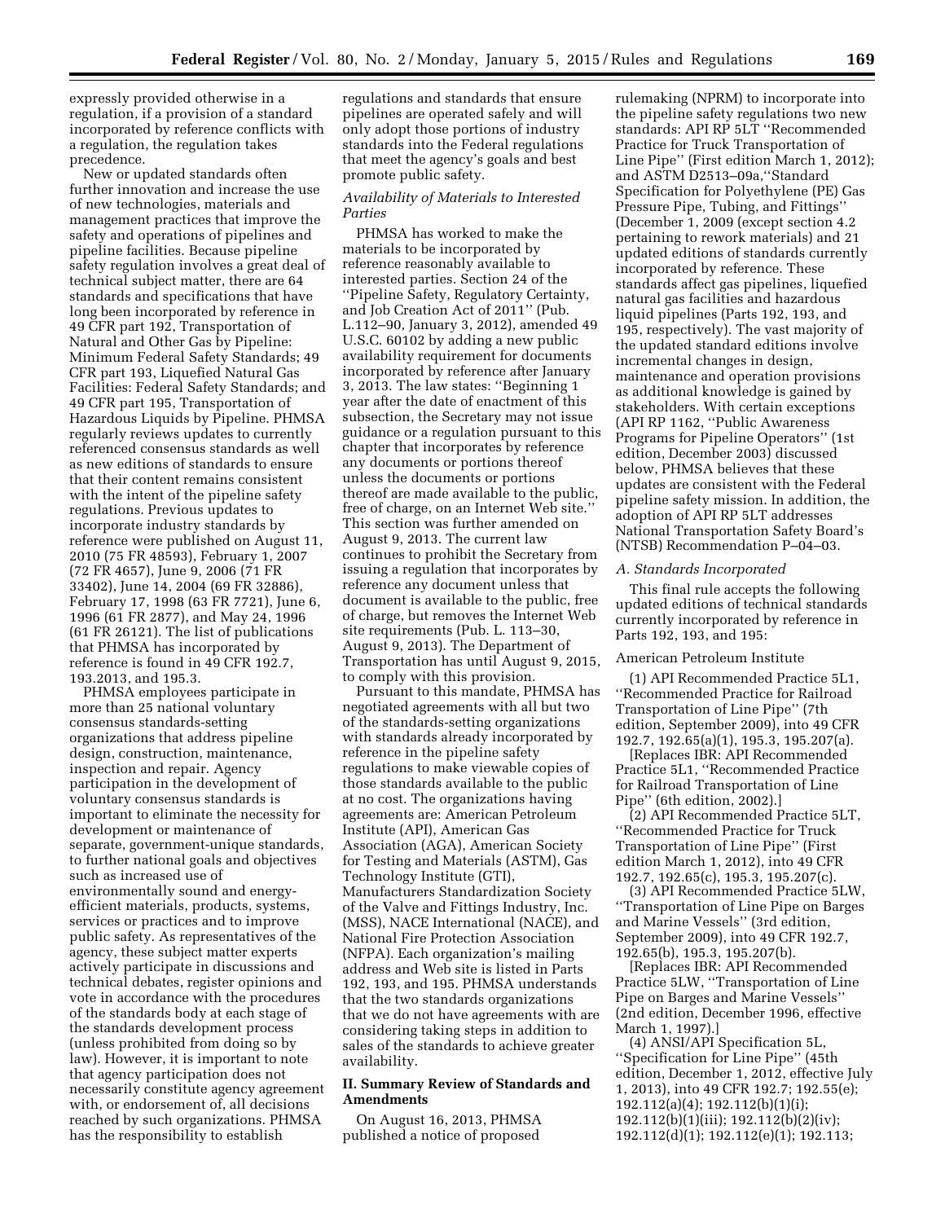expressly provided otherwise in a regulation, if a provision of a standard incorporated by reference conflicts with a regulation, the regulation takes precedence.

New or updated standards often further innovation and increase the use of new technologies, materials and management practices that improve the safety and operations of pipelines and pipeline facilities. Because pipeline safety regulation involves a great deal of technical subject matter, there are 64 standards and specifications that have long been incorporated by reference in 49 CFR part 192, Transportation of Natural and Other Gas by Pipeline: Minimum Federal Safety Standards; 49 CFR part 193, Liquefied Natural Gas Facilities: Federal Safety Standards; and 49 CFR part 195, Transportation of Hazardous Liquids by Pipeline. PHMSA regularly reviews updates to currently referenced consensus standards as well as new editions of standards to ensure that their content remains consistent with the intent of the pipeline safety regulations. Previous updates to incorporate industry standards by reference were published on August 11, 2010 (75 FR 48593), February 1, 2007 (72 FR 4657), June 9, 2006 (71 FR 33402), June 14, 2004 (69 FR 32886), February 17, 1998 (63 FR 7721), June 6, 1996 (61 FR 2877), and May 24, 1996 (61 FR 26121). The list of publications that PHMSA has incorporated by reference is found in 49 CFR 192.7, 193.2013, and 195.3.

PHMSA employees participate in more than 25 national voluntary consensus standards-setting organizations that address pipeline design, construction, maintenance, inspection and repair. Agency participation in the development of voluntary consensus standards is important to eliminate the necessity for development or maintenance of separate, government-unique standards, to further national goals and objectives such as increased use of environmentally sound and energy-efficient materials, products, systems, services or practices and to improve public safety. As representatives of the agency, these subject matter experts actively participate in discussions and technical debates, register opinions and vote in accordance with the procedures of the standards body at each stage of the standards development process (unless prohibited from doing so by law). However, it is important to note that agency participation does not necessarily constitute agency agreement with, or endorsement of, all decisions reached by such organizations. PHMSA has the responsibility to establish regulations and standards that ensure pipelines are operated safely and will only adopt those portions of industry standards into the Federal regulations that meet the agency's goals and best promote public safety.

*Availability of Materials to Interested Parties*

PHMSA has worked to make the materials to be incorporated by reference reasonably available to interested parties. Section 24 of the ''Pipeline Safety, Regulatory Certainty, and Job Creation Act of 2011'' (Pub. L.112–90, January 3, 2012), amended 49 U.S.C. 60102 by adding a new public availability requirement for documents incorporated by reference after January 3, 2013. The law states: ''Beginning 1 year after the date of enactment of this subsection, the Secretary may not issue guidance or a regulation pursuant to this chapter that incorporates by reference any documents or portions thereof unless the documents or portions thereof are made available to the public, free of charge, on an Internet Web site.'' This section was further amended on August 9, 2013. The current law continues to prohibit the Secretary from issuing a regulation that incorporates by reference any document unless that document is available to the public, free of charge, but removes the Internet Web site requirements (Pub. L. 113–30, August 9, 2013). The Department of Transportation has until August 9, 2015, to comply with this provision.

Pursuant to this mandate, PHMSA has negotiated agreements with all but two of the standards-setting organizations with standards already incorporated by reference in the pipeline safety regulations to make viewable copies of those standards available to the public at no cost. The organizations having agreements are: American Petroleum Institute (API), American Gas Association (AGA), American Society for Testing and Materials (ASTM), Gas Technology Institute (GTI), Manufacturers Standardization Society of the Valve and Fittings Industry, Inc. (MSS), NACE International (NACE), and National Fire Protection Association (NFPA). Each organization's mailing address and Web site is listed in Parts 192, 193, and 195. PHMSA understands that the two standards organizations that we do not have agreements with are considering taking steps in addition to sales of the standards to achieve greater availability.

## II. Summary Review of Standards and Amendments

On August 16, 2013, PHMSA published a notice of proposed rulemaking (NPRM) to incorporate into the pipeline safety regulations two new standards: API RP 5LT ''Recommended Practice for Truck Transportation of Line Pipe'' (First edition March 1, 2012); and ASTM D2513–09a,''Standard Specification for Polyethylene (PE) Gas Pressure Pipe, Tubing, and Fittings'' (December 1, 2009 (except section 4.2 pertaining to rework materials) and 21 updated editions of standards currently incorporated by reference. These standards affect gas pipelines, liquefied natural gas facilities and hazardous liquid pipelines (Parts 192, 193, and 195, respectively). The vast majority of the updated standard editions involve incremental changes in design, maintenance and operation provisions as additional knowledge is gained by stakeholders. With certain exceptions (API RP 1162, ''Public Awareness Programs for Pipeline Operators'' (1st edition, December 2003) discussed below, PHMSA believes that these updates are consistent with the Federal pipeline safety mission. In addition, the adoption of API RP 5LT addresses National Transportation Safety Board's (NTSB) Recommendation P–04–03.

*A. Standards Incorporated*

This final rule accepts the following updated editions of technical standards currently incorporated by reference in Parts 192, 193, and 195:

American Petroleum Institute

(1) API Recommended Practice 5L1, ''Recommended Practice for Railroad Transportation of Line Pipe'' (7th edition, September 2009), into 49 CFR 192.7, 192.65(a)(1), 195.3, 195.207(a).

[Replaces IBR: API Recommended Practice 5L1, ''Recommended Practice for Railroad Transportation of Line Pipe'' (6th edition, 2002).]

(2) API Recommended Practice 5LT, ''Recommended Practice for Truck Transportation of Line Pipe'' (First edition March 1, 2012), into 49 CFR 192.7, 192.65(c), 195.3, 195.207(c).

(3) API Recommended Practice 5LW, ''Transportation of Line Pipe on Barges and Marine Vessels'' (3rd edition, September 2009), into 49 CFR 192.7, 192.65(b), 195.3, 195.207(b).

[Replaces IBR: API Recommended Practice 5LW, ''Transportation of Line Pipe on Barges and Marine Vessels'' (2nd edition, December 1996, effective March 1, 1997).]

(4) ANSI/API Specification 5L, ''Specification for Line Pipe'' (45th edition, December 1, 2012, effective July 1, 2013), into 49 CFR 192.7; 192.55(e); 192.112(a)(4); 192.112(b)(1)(i); 192.112(b)(1)(iii); 192.112(b)(2)(iv); 192.112(d)(1); 192.112(e)(1); 192.113;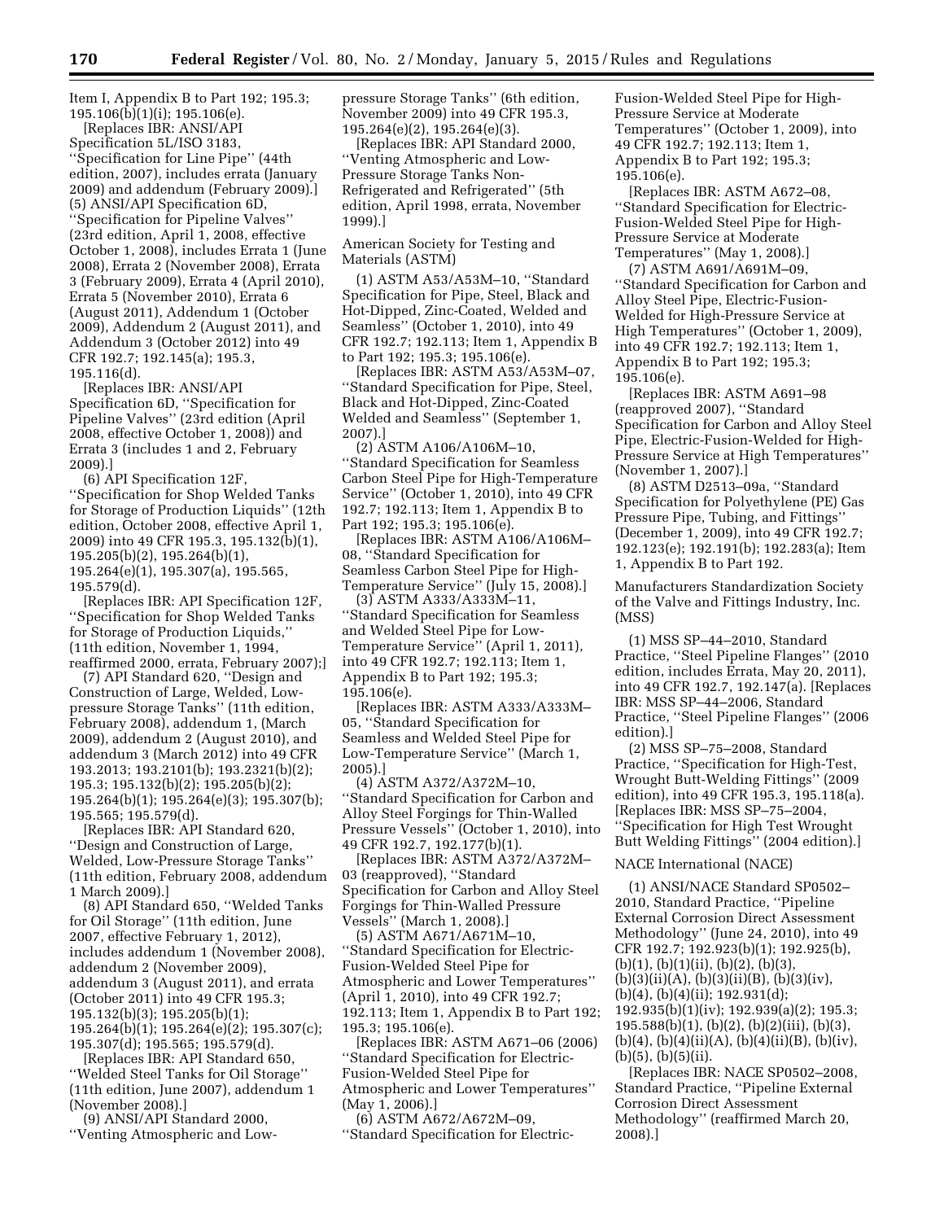Item I, Appendix B to Part 192; 195.3; 195.106(b)(1)(i); 195.106(e).

[Replaces IBR: ANSI/API Specification 5L/ISO 3183, ''Specification for Line Pipe'' (44th edition, 2007), includes errata (January 2009) and addendum (February 2009).]

(5) ANSI/API Specification 6D, ''Specification for Pipeline Valves'' (23rd edition, April 1, 2008, effective October 1, 2008), includes Errata 1 (June 2008), Errata 2 (November 2008), Errata 3 (February 2009), Errata 4 (April 2010), Errata 5 (November 2010), Errata 6 (August 2011), Addendum 1 (October 2009), Addendum 2 (August 2011), and Addendum 3 (October 2012) into 49 CFR 192.7; 192.145(a); 195.3, 195.116(d).

[Replaces IBR: ANSI/API Specification 6D, ''Specification for Pipeline Valves'' (23rd edition (April 2008, effective October 1, 2008)) and Errata 3 (includes 1 and 2, February 2009).]

(6) API Specification 12F, ''Specification for Shop Welded Tanks for Storage of Production Liquids'' (12th edition, October 2008, effective April 1, 2009) into 49 CFR 195.3, 195.132(b)(1), 195.205(b)(2), 195.264(b)(1), 195.264(e)(1), 195.307(a), 195.565, 195.579(d).

[Replaces IBR: API Specification 12F, ''Specification for Shop Welded Tanks for Storage of Production Liquids,'' (11th edition, November 1, 1994, reaffirmed 2000, errata, February 2007);]

(7) API Standard 620, ''Design and Construction of Large, Welded, Low-pressure Storage Tanks'' (11th edition, February 2008), addendum 1, (March 2009), addendum 2 (August 2010), and addendum 3 (March 2012) into 49 CFR 193.2013; 193.2101(b); 193.2321(b)(2); 195.3; 195.132(b)(2); 195.205(b)(2); 195.264(b)(1); 195.264(e)(3); 195.307(b); 195.565; 195.579(d).

[Replaces IBR: API Standard 620, ''Design and Construction of Large, Welded, Low-pressure Storage Tanks'' (11th edition, February 2008, addendum 1 March 2009).]

(8) API Standard 650, ''Welded Tanks for Oil Storage'' (11th edition, June 2007, effective February 1, 2012), includes addendum 1 (November 2008), addendum 2 (November 2009), addendum 3 (August 2011), and errata (October 2011) into 49 CFR 195.3; 195.132(b)(3); 195.205(b)(1); 195.264(b)(1); 195.264(e)(2); 195.307(c); 195.307(d); 195.565; 195.579(d).

[Replaces IBR: API Standard 650, ''Welded Steel Tanks for Oil Storage'' (11th edition, June 2007), addendum 1 (November 2008).]

(9) ANSI/API Standard 2000, ''Venting Atmospheric and Low-pressure Storage Tanks'' (6th edition, November 2009) into 49 CFR 195.3, 195.264(e)(2), 195.264(e)(3).

[Replaces IBR: API Standard 2000, ''Venting Atmospheric and Low-Pressure Storage Tanks Non-Refrigerated and Refrigerated'' (5th edition, April 1998, errata, November 1999).]

American Society for Testing and Materials (ASTM)

(1) ASTM A53/A53M–10, ''Standard Specification for Pipe, Steel, Black and Hot-Dipped, Zinc-Coated, Welded and Seamless'' (October 1, 2010), into 49 CFR 192.7; 192.113; Item 1, Appendix B to Part 192; 195.3; 195.106(e).

[Replaces IBR: ASTM A53/A53M–07, ''Standard Specification for Pipe, Steel, Black and Hot-Dipped, Zinc-Coated Welded and Seamless'' (September 1, 2007).]

(2) ASTM A106/A106M–10, ''Standard Specification for Seamless Carbon Steel Pipe for High-Temperature Service'' (October 1, 2010), into 49 CFR 192.7; 192.113; Item 1, Appendix B to Part 192; 195.3; 195.106(e).

[Replaces IBR: ASTM A106/A106M–08, ''Standard Specification for Seamless Carbon Steel Pipe for High-Temperature Service'' (July 15, 2008).]

(3) ASTM A333/A333M–11, ''Standard Specification for Seamless and Welded Steel Pipe for Low-Temperature Service'' (April 1, 2011), into 49 CFR 192.7; 192.113; Item 1, Appendix B to Part 192; 195.3; 195.106(e).

[Replaces IBR: ASTM A333/A333M–05, ''Standard Specification for Seamless and Welded Steel Pipe for Low-Temperature Service'' (March 1, 2005).]

(4) ASTM A372/A372M–10, ''Standard Specification for Carbon and Alloy Steel Forgings for Thin-Walled Pressure Vessels'' (October 1, 2010), into 49 CFR 192.7, 192.177(b)(1).

[Replaces IBR: ASTM A372/A372M–03 (reapproved), ''Standard Specification for Carbon and Alloy Steel Forgings for Thin-Walled Pressure Vessels'' (March 1, 2008).]

(5) ASTM A671/A671M–10, ''Standard Specification for Electric-Fusion-Welded Steel Pipe for Atmospheric and Lower Temperatures'' (April 1, 2010), into 49 CFR 192.7; 192.113; Item 1, Appendix B to Part 192; 195.3; 195.106(e).

[Replaces IBR: ASTM A671–06 (2006) ''Standard Specification for Electric-Fusion-Welded Steel Pipe for Atmospheric and Lower Temperatures'' (May 1, 2006).]

(6) ASTM A672/A672M–09, ''Standard Specification for Electric-Fusion-Welded Steel Pipe for High-Pressure Service at Moderate Temperatures'' (October 1, 2009), into 49 CFR 192.7; 192.113; Item 1, Appendix B to Part 192; 195.3; 195.106(e).

[Replaces IBR: ASTM A672–08, ''Standard Specification for Electric-Fusion-Welded Steel Pipe for High-Pressure Service at Moderate Temperatures'' (May 1, 2008).]

(7) ASTM A691/A691M–09, ''Standard Specification for Carbon and Alloy Steel Pipe, Electric-Fusion-Welded for High-Pressure Service at High Temperatures'' (October 1, 2009), into 49 CFR 192.7; 192.113; Item 1, Appendix B to Part 192; 195.3; 195.106(e).

[Replaces IBR: ASTM A691–98 (reapproved 2007), ''Standard Specification for Carbon and Alloy Steel Pipe, Electric-Fusion-Welded for High-Pressure Service at High Temperatures'' (November 1, 2007).]

(8) ASTM D2513–09a, ''Standard Specification for Polyethylene (PE) Gas Pressure Pipe, Tubing, and Fittings'' (December 1, 2009), into 49 CFR 192.7; 192.123(e); 192.191(b); 192.283(a); Item 1, Appendix B to Part 192.

Manufacturers Standardization Society of the Valve and Fittings Industry, Inc. (MSS)

(1) MSS SP–44–2010, Standard Practice, ''Steel Pipeline Flanges'' (2010 edition, includes Errata, May 20, 2011), into 49 CFR 192.7, 192.147(a). [Replaces IBR: MSS SP–44–2006, Standard Practice, ''Steel Pipeline Flanges'' (2006 edition).]

(2) MSS SP–75–2008, Standard Practice, ''Specification for High-Test, Wrought Butt-Welding Fittings'' (2009 edition), into 49 CFR 195.3, 195.118(a). [Replaces IBR: MSS SP–75–2004, ''Specification for High Test Wrought Butt Welding Fittings'' (2004 edition).]

NACE International (NACE)

(1) ANSI/NACE Standard SP0502–2010, Standard Practice, ''Pipeline External Corrosion Direct Assessment Methodology'' (June 24, 2010), into 49 CFR 192.7; 192.923(b)(1); 192.925(b), (b)(1), (b)(1)(ii), (b)(2), (b)(3), (b)(3)(ii)(A), (b)(3)(ii)(B), (b)(3)(iv), (b)(4), (b)(4)(ii); 192.931(d); 192.935(b)(1)(iv); 192.939(a)(2); 195.3; 195.588(b)(1), (b)(2), (b)(2)(iii), (b)(3), (b)(4), (b)(4)(ii)(A), (b)(4)(ii)(B), (b)(iv), (b)(5), (b)(5)(ii).

[Replaces IBR: NACE SP0502–2008, Standard Practice, ''Pipeline External Corrosion Direct Assessment Methodology'' (reaffirmed March 20, 2008).]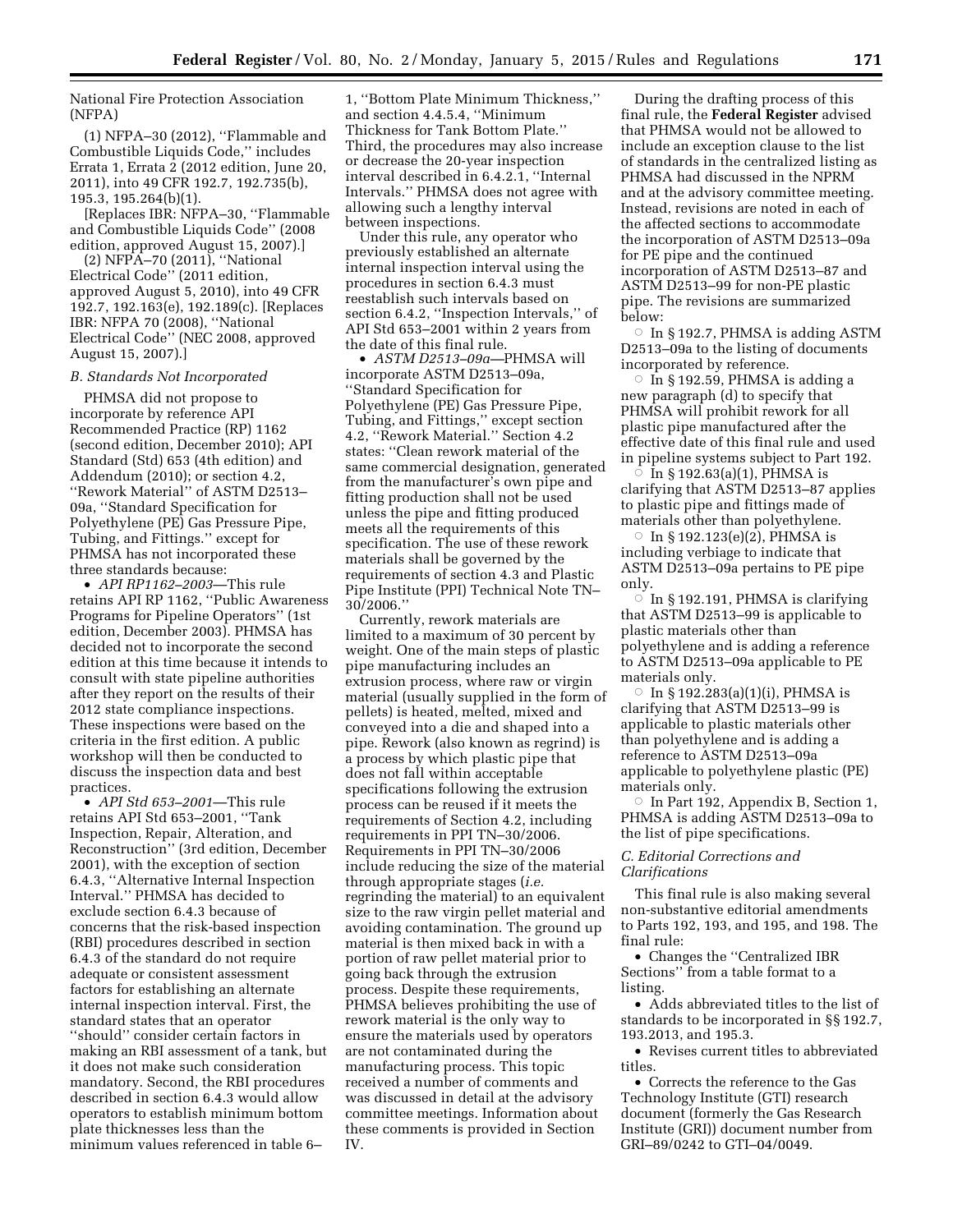National Fire Protection Association (NFPA)

(1) NFPA–30 (2012), ''Flammable and Combustible Liquids Code,'' includes Errata 1, Errata 2 (2012 edition, June 20, 2011), into 49 CFR 192.7, 192.735(b), 195.3, 195.264(b)(1).

[Replaces IBR: NFPA–30, ''Flammable and Combustible Liquids Code'' (2008 edition, approved August 15, 2007).]

(2) NFPA–70 (2011), ''National Electrical Code'' (2011 edition, approved August 5, 2010), into 49 CFR 192.7, 192.163(e), 192.189(c). [Replaces IBR: NFPA 70 (2008), ''National Electrical Code'' (NEC 2008, approved August 15, 2007).]

### *B. Standards Not Incorporated*

PHMSA did not propose to incorporate by reference API Recommended Practice (RP) 1162 (second edition, December 2010); API Standard (Std) 653 (4th edition) and Addendum (2010); or section 4.2, ''Rework Material'' of ASTM D2513–09a, ''Standard Specification for Polyethylene (PE) Gas Pressure Pipe, Tubing, and Fittings.'' except for PHMSA has not incorporated these three standards because:

- *API RP1162–2003*—This rule retains API RP 1162, ''Public Awareness Programs for Pipeline Operators'' (1st edition, December 2003). PHMSA has decided not to incorporate the second edition at this time because it intends to consult with state pipeline authorities after they report on the results of their 2012 state compliance inspections. These inspections were based on the criteria in the first edition. A public workshop will then be conducted to discuss the inspection data and best practices.
- *API Std 653–2001*—This rule retains API Std 653–2001, ''Tank Inspection, Repair, Alteration, and Reconstruction'' (3rd edition, December 2001), with the exception of section 6.4.3, ''Alternative Internal Inspection Interval.'' PHMSA has decided to exclude section 6.4.3 because of concerns that the risk-based inspection (RBI) procedures described in section 6.4.3 of the standard do not require adequate or consistent assessment factors for establishing an alternate internal inspection interval. First, the standard states that an operator ''should'' consider certain factors in making an RBI assessment of a tank, but it does not make such consideration mandatory. Second, the RBI procedures described in section 6.4.3 would allow operators to establish minimum bottom plate thicknesses less than the minimum values referenced in table 6–1, ''Bottom Plate Minimum Thickness,'' and section 4.4.5.4, ''Minimum Thickness for Tank Bottom Plate.'' Third, the procedures may also increase or decrease the 20-year inspection interval described in 6.4.2.1, ''Internal Intervals.'' PHMSA does not agree with allowing such a lengthy interval between inspections.

Under this rule, any operator who previously established an alternate internal inspection interval using the procedures in section 6.4.3 must reestablish such intervals based on section 6.4.2, ''Inspection Intervals,'' of API Std 653–2001 within 2 years from the date of this final rule.

- *ASTM D2513–09a*—PHMSA will incorporate ASTM D2513–09a, ''Standard Specification for Polyethylene (PE) Gas Pressure Pipe, Tubing, and Fittings,'' except section 4.2, ''Rework Material.'' Section 4.2 states: ''Clean rework material of the same commercial designation, generated from the manufacturer's own pipe and fitting production shall not be used unless the pipe and fitting produced meets all the requirements of this specification. The use of these rework materials shall be governed by the requirements of section 4.3 and Plastic Pipe Institute (PPI) Technical Note TN–30/2006.''

Currently, rework materials are limited to a maximum of 30 percent by weight. One of the main steps of plastic pipe manufacturing includes an extrusion process, where raw or virgin material (usually supplied in the form of pellets) is heated, melted, mixed and conveyed into a die and shaped into a pipe. Rework (also known as regrind) is a process by which plastic pipe that does not fall within acceptable specifications following the extrusion process can be reused if it meets the requirements of Section 4.2, including requirements in PPI TN–30/2006. Requirements in PPI TN–30/2006 include reducing the size of the material through appropriate stages (*i.e.* regrinding the material) to an equivalent size to the raw virgin pellet material and avoiding contamination. The ground up material is then mixed back in with a portion of raw pellet material prior to going back through the extrusion process. Despite these requirements, PHMSA believes prohibiting the use of rework material is the only way to ensure the materials used by operators are not contaminated during the manufacturing process. This topic received a number of comments and was discussed in detail at the advisory committee meetings. Information about these comments is provided in Section IV.

During the drafting process of this final rule, the **Federal Register** advised that PHMSA would not be allowed to include an exception clause to the list of standards in the centralized listing as PHMSA had discussed in the NPRM and at the advisory committee meeting. Instead, revisions are noted in each of the affected sections to accommodate the incorporation of ASTM D2513–09a for PE pipe and the continued incorporation of ASTM D2513–87 and ASTM D2513–99 for non-PE plastic pipe. The revisions are summarized below:

- In § 192.7, PHMSA is adding ASTM D2513–09a to the listing of documents incorporated by reference.
- In § 192.59, PHMSA is adding a new paragraph (d) to specify that PHMSA will prohibit rework for all plastic pipe manufactured after the effective date of this final rule and used in pipeline systems subject to Part 192.
- In § 192.63(a)(1), PHMSA is clarifying that ASTM D2513–87 applies to plastic pipe and fittings made of materials other than polyethylene.
- In § 192.123(e)(2), PHMSA is including verbiage to indicate that ASTM D2513–09a pertains to PE pipe only.
- In § 192.191, PHMSA is clarifying that ASTM D2513–99 is applicable to plastic materials other than polyethylene and is adding a reference to ASTM D2513–09a applicable to PE materials only.
- In § 192.283(a)(1)(i), PHMSA is clarifying that ASTM D2513–99 is applicable to plastic materials other than polyethylene and is adding a reference to ASTM D2513–09a applicable to polyethylene plastic (PE) materials only.
- In Part 192, Appendix B, Section 1, PHMSA is adding ASTM D2513–09a to the list of pipe specifications.

### *C. Editorial Corrections and Clarifications*

This final rule is also making several non-substantive editorial amendments to Parts 192, 193, and 195, and 198. The final rule:

- Changes the ''Centralized IBR Sections'' from a table format to a listing.
- Adds abbreviated titles to the list of standards to be incorporated in §§ 192.7, 193.2013, and 195.3.
- Revises current titles to abbreviated titles.
- Corrects the reference to the Gas Technology Institute (GTI) research document (formerly the Gas Research Institute (GRI)) document number from GRI–89/0242 to GTI–04/0049.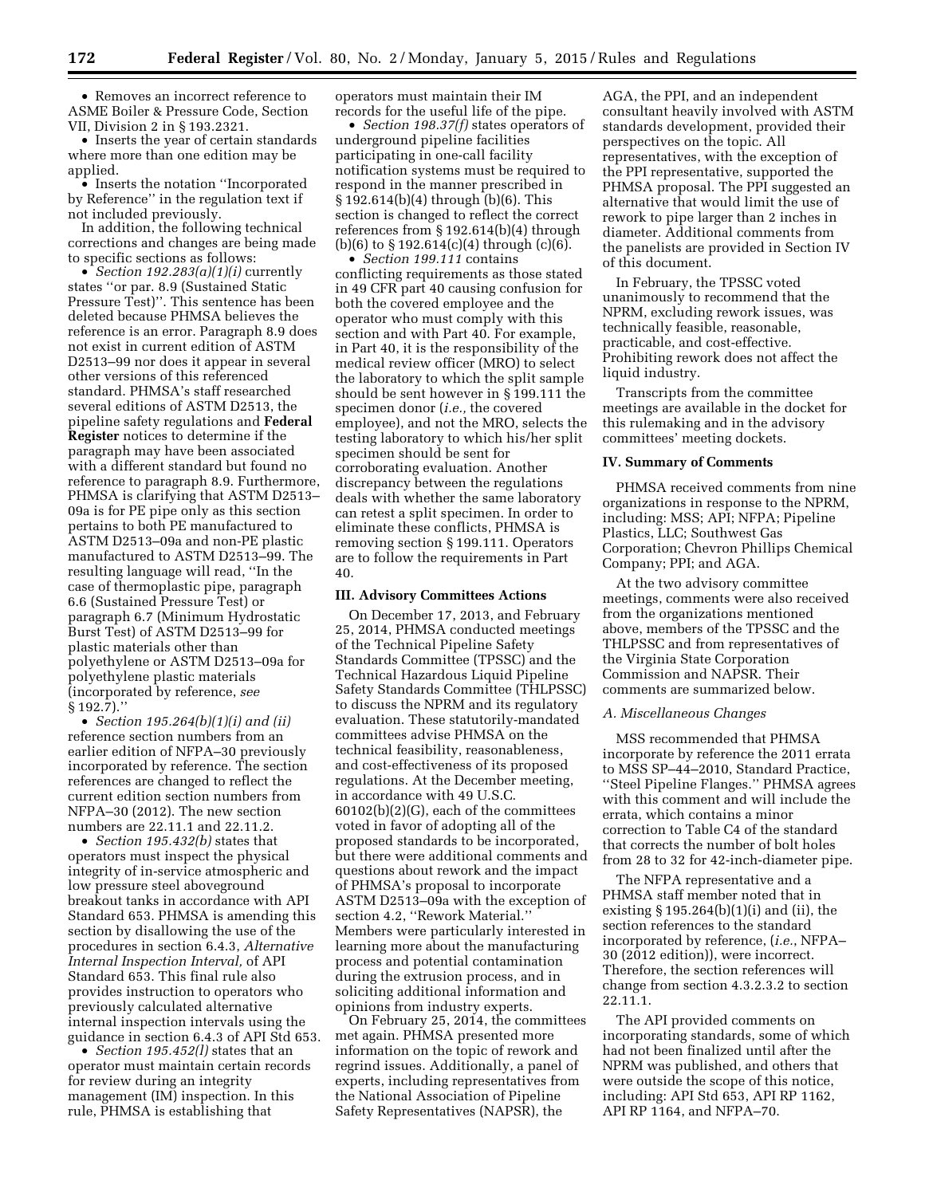- Removes an incorrect reference to ASME Boiler & Pressure Code, Section VII, Division 2 in § 193.2321.
- Inserts the year of certain standards where more than one edition may be applied.
- Inserts the notation ''Incorporated by Reference'' in the regulation text if not included previously.

In addition, the following technical corrections and changes are being made to specific sections as follows:

- *Section 192.283(a)(1)(i)* currently states ''or par. 8.9 (Sustained Static Pressure Test)''. This sentence has been deleted because PHMSA believes the reference is an error. Paragraph 8.9 does not exist in current edition of ASTM D2513–99 nor does it appear in several other versions of this referenced standard. PHMSA's staff researched several editions of ASTM D2513, the pipeline safety regulations and **Federal Register** notices to determine if the paragraph may have been associated with a different standard but found no reference to paragraph 8.9. Furthermore, PHMSA is clarifying that ASTM D2513–09a is for PE pipe only as this section pertains to both PE manufactured to ASTM D2513–09a and non-PE plastic manufactured to ASTM D2513–99. The resulting language will read, ''In the case of thermoplastic pipe, paragraph 6.6 (Sustained Pressure Test) or paragraph 6.7 (Minimum Hydrostatic Burst Test) of ASTM D2513–99 for plastic materials other than polyethylene or ASTM D2513–09a for polyethylene plastic materials (incorporated by reference, *see* § 192.7).''
- *Section 195.264(b)(1)(i) and (ii)* reference section numbers from an earlier edition of NFPA–30 previously incorporated by reference. The section references are changed to reflect the current edition section numbers from NFPA–30 (2012). The new section numbers are 22.11.1 and 22.11.2.
- *Section 195.432(b)* states that operators must inspect the physical integrity of in-service atmospheric and low pressure steel aboveground breakout tanks in accordance with API Standard 653. PHMSA is amending this section by disallowing the use of the procedures in section 6.4.3, *Alternative Internal Inspection Interval,* of API Standard 653. This final rule also provides instruction to operators who previously calculated alternative internal inspection intervals using the guidance in section 6.4.3 of API Std 653.
- *Section 195.452(l)* states that an operator must maintain certain records for review during an integrity management (IM) inspection. In this rule, PHMSA is establishing that operators must maintain their IM records for the useful life of the pipe.
- *Section 198.37(f)* states operators of underground pipeline facilities participating in one-call facility notification systems must be required to respond in the manner prescribed in § 192.614(b)(4) through (b)(6). This section is changed to reflect the correct references from § 192.614(b)(4) through (b)(6) to § 192.614(c)(4) through (c)(6).
- *Section 199.111* contains conflicting requirements as those stated in 49 CFR part 40 causing confusion for both the covered employee and the operator who must comply with this section and with Part 40. For example, in Part 40, it is the responsibility of the medical review officer (MRO) to select the laboratory to which the split sample should be sent however in § 199.111 the specimen donor (*i.e.,* the covered employee), and not the MRO, selects the testing laboratory to which his/her split specimen should be sent for corroborating evaluation. Another discrepancy between the regulations deals with whether the same laboratory can retest a split specimen. In order to eliminate these conflicts, PHMSA is removing section § 199.111. Operators are to follow the requirements in Part 40.

## III. Advisory Committees Actions

On December 17, 2013, and February 25, 2014, PHMSA conducted meetings of the Technical Pipeline Safety Standards Committee (TPSSC) and the Technical Hazardous Liquid Pipeline Safety Standards Committee (THLPSSC) to discuss the NPRM and its regulatory evaluation. These statutorily-mandated committees advise PHMSA on the technical feasibility, reasonableness, and cost-effectiveness of its proposed regulations. At the December meeting, in accordance with 49 U.S.C. 60102(b)(2)(G), each of the committees voted in favor of adopting all of the proposed standards to be incorporated, but there were additional comments and questions about rework and the impact of PHMSA's proposal to incorporate ASTM D2513–09a with the exception of section 4.2, ''Rework Material.'' Members were particularly interested in learning more about the manufacturing process and potential contamination during the extrusion process, and in soliciting additional information and opinions from industry experts.

On February 25, 2014, the committees met again. PHMSA presented more information on the topic of rework and regrind issues. Additionally, a panel of experts, including representatives from the National Association of Pipeline Safety Representatives (NAPSR), the AGA, the PPI, and an independent consultant heavily involved with ASTM standards development, provided their perspectives on the topic. All representatives, with the exception of the PPI representative, supported the PHMSA proposal. The PPI suggested an alternative that would limit the use of rework to pipe larger than 2 inches in diameter. Additional comments from the panelists are provided in Section IV of this document.

In February, the TPSSC voted unanimously to recommend that the NPRM, excluding rework issues, was technically feasible, reasonable, practicable, and cost-effective. Prohibiting rework does not affect the liquid industry.

Transcripts from the committee meetings are available in the docket for this rulemaking and in the advisory committees' meeting dockets.

## IV. Summary of Comments

PHMSA received comments from nine organizations in response to the NPRM, including: MSS; API; NFPA; Pipeline Plastics, LLC; Southwest Gas Corporation; Chevron Phillips Chemical Company; PPI; and AGA.

At the two advisory committee meetings, comments were also received from the organizations mentioned above, members of the TPSSC and the THLPSSC and from representatives of the Virginia State Corporation Commission and NAPSR. Their comments are summarized below.

### *A. Miscellaneous Changes*

MSS recommended that PHMSA incorporate by reference the 2011 errata to MSS SP–44–2010, Standard Practice, ''Steel Pipeline Flanges.'' PHMSA agrees with this comment and will include the errata, which contains a minor correction to Table C4 of the standard that corrects the number of bolt holes from 28 to 32 for 42-inch-diameter pipe.

The NFPA representative and a PHMSA staff member noted that in existing § 195.264(b)(1)(i) and (ii), the section references to the standard incorporated by reference, (*i.e.*, NFPA–30 (2012 edition)), were incorrect. Therefore, the section references will change from section 4.3.2.3.2 to section 22.11.1.

The API provided comments on incorporating standards, some of which had not been finalized until after the NPRM was published, and others that were outside the scope of this notice, including: API Std 653, API RP 1162, API RP 1164, and NFPA–70.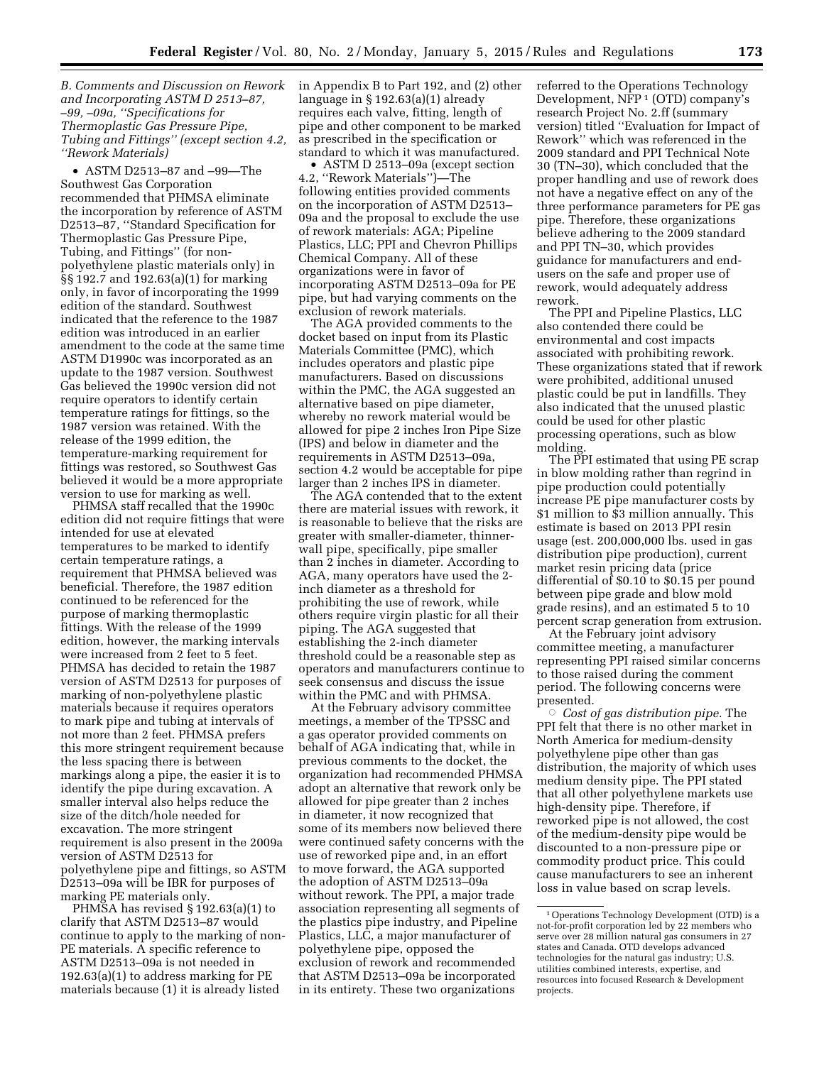*B. Comments and Discussion on Rework and Incorporating ASTM D 2513–87, –99, –09a, ''Specifications for Thermoplastic Gas Pressure Pipe, Tubing and Fittings'' (except section 4.2, ''Rework Materials)*

• ASTM D2513–87 and –99—The Southwest Gas Corporation recommended that PHMSA eliminate the incorporation by reference of ASTM D2513–87, ''Standard Specification for Thermoplastic Gas Pressure Pipe, Tubing, and Fittings'' (for non-polyethylene plastic materials only) in §§ 192.7 and 192.63(a)(1) for marking only, in favor of incorporating the 1999 edition of the standard. Southwest indicated that the reference to the 1987 edition was introduced in an earlier amendment to the code at the same time ASTM D1990c was incorporated as an update to the 1987 version. Southwest Gas believed the 1990c version did not require operators to identify certain temperature ratings for fittings, so the 1987 version was retained. With the release of the 1999 edition, the temperature-marking requirement for fittings was restored, so Southwest Gas believed it would be a more appropriate version to use for marking as well.

PHMSA staff recalled that the 1990c edition did not require fittings that were intended for use at elevated temperatures to be marked to identify certain temperature ratings, a requirement that PHMSA believed was beneficial. Therefore, the 1987 edition continued to be referenced for the purpose of marking thermoplastic fittings. With the release of the 1999 edition, however, the marking intervals were increased from 2 feet to 5 feet. PHMSA has decided to retain the 1987 version of ASTM D2513 for purposes of marking of non-polyethylene plastic materials because it requires operators to mark pipe and tubing at intervals of not more than 2 feet. PHMSA prefers this more stringent requirement because the less spacing there is between markings along a pipe, the easier it is to identify the pipe during excavation. A smaller interval also helps reduce the size of the ditch/hole needed for excavation. The more stringent requirement is also present in the 2009a version of ASTM D2513 for polyethylene pipe and fittings, so ASTM D2513–09a will be IBR for purposes of marking PE materials only.

PHMSA has revised § 192.63(a)(1) to clarify that ASTM D2513–87 would continue to apply to the marking of non-PE materials. A specific reference to ASTM D2513–09a is not needed in 192.63(a)(1) to address marking for PE materials because (1) it is already listed in Appendix B to Part 192, and (2) other language in § 192.63(a)(1) already requires each valve, fitting, length of pipe and other component to be marked as prescribed in the specification or standard to which it was manufactured.

• ASTM D 2513–09a (except section 4.2, ''Rework Materials'')—The following entities provided comments on the incorporation of ASTM D2513–09a and the proposal to exclude the use of rework materials: AGA; Pipeline Plastics, LLC; PPI and Chevron Phillips Chemical Company. All of these organizations were in favor of incorporating ASTM D2513–09a for PE pipe, but had varying comments on the exclusion of rework materials.

The AGA provided comments to the docket based on input from its Plastic Materials Committee (PMC), which includes operators and plastic pipe manufacturers. Based on discussions within the PMC, the AGA suggested an alternative based on pipe diameter, whereby no rework material would be allowed for pipe 2 inches Iron Pipe Size (IPS) and below in diameter and the requirements in ASTM D2513–09a, section 4.2 would be acceptable for pipe larger than 2 inches IPS in diameter.

The AGA contended that to the extent there are material issues with rework, it is reasonable to believe that the risks are greater with smaller-diameter, thinner-wall pipe, specifically, pipe smaller than 2 inches in diameter. According to AGA, many operators have used the 2-inch diameter as a threshold for prohibiting the use of rework, while others require virgin plastic for all their piping. The AGA suggested that establishing the 2-inch diameter threshold could be a reasonable step as operators and manufacturers continue to seek consensus and discuss the issue within the PMC and with PHMSA.

At the February advisory committee meetings, a member of the TPSSC and a gas operator provided comments on behalf of AGA indicating that, while in previous comments to the docket, the organization had recommended PHMSA adopt an alternative that rework only be allowed for pipe greater than 2 inches in diameter, it now recognized that some of its members now believed there were continued safety concerns with the use of reworked pipe and, in an effort to move forward, the AGA supported the adoption of ASTM D2513–09a without rework. The PPI, a major trade association representing all segments of the plastics pipe industry, and Pipeline Plastics, LLC, a major manufacturer of polyethylene pipe, opposed the exclusion of rework and recommended that ASTM D2513–09a be incorporated in its entirety. These two organizations referred to the Operations Technology Development, NFP [1] (OTD) company's research Project No. 2.ff (summary version) titled ''Evaluation for Impact of Rework'' which was referenced in the 2009 standard and PPI Technical Note 30 (TN–30), which concluded that the proper handling and use of rework does not have a negative effect on any of the three performance parameters for PE gas pipe. Therefore, these organizations believe adhering to the 2009 standard and PPI TN–30, which provides guidance for manufacturers and end-users on the safe and proper use of rework, would adequately address rework.

The PPI and Pipeline Plastics, LLC also contended there could be environmental and cost impacts associated with prohibiting rework. These organizations stated that if rework were prohibited, additional unused plastic could be put in landfills. They also indicated that the unused plastic could be used for other plastic processing operations, such as blow molding.

The PPI estimated that using PE scrap in blow molding rather than regrind in pipe production could potentially increase PE pipe manufacturer costs by $1 million to $3 million annually. This estimate is based on 2013 PPI resin usage (est. 200,000,000 lbs. used in gas distribution pipe production), current market resin pricing data (price differential of $0.10 to $0.15 per pound between pipe grade and blow mold grade resins), and an estimated 5 to 10 percent scrap generation from extrusion.

At the February joint advisory committee meeting, a manufacturer representing PPI raised similar concerns to those raised during the comment period. The following concerns were presented.

○ *Cost of gas distribution pipe.* The PPI felt that there is no other market in North America for medium-density polyethylene pipe other than gas distribution, the majority of which uses medium density pipe. The PPI stated that all other polyethylene markets use high-density pipe. Therefore, if reworked pipe is not allowed, the cost of the medium-density pipe would be discounted to a non-pressure pipe or commodity product price. This could cause manufacturers to see an inherent loss in value based on scrap levels.

---

[1] Operations Technology Development (OTD) is a not-for-profit corporation led by 22 members who serve over 28 million natural gas consumers in 27 states and Canada. OTD develops advanced technologies for the natural gas industry; U.S. utilities combined interests, expertise, and resources into focused Research & Development projects.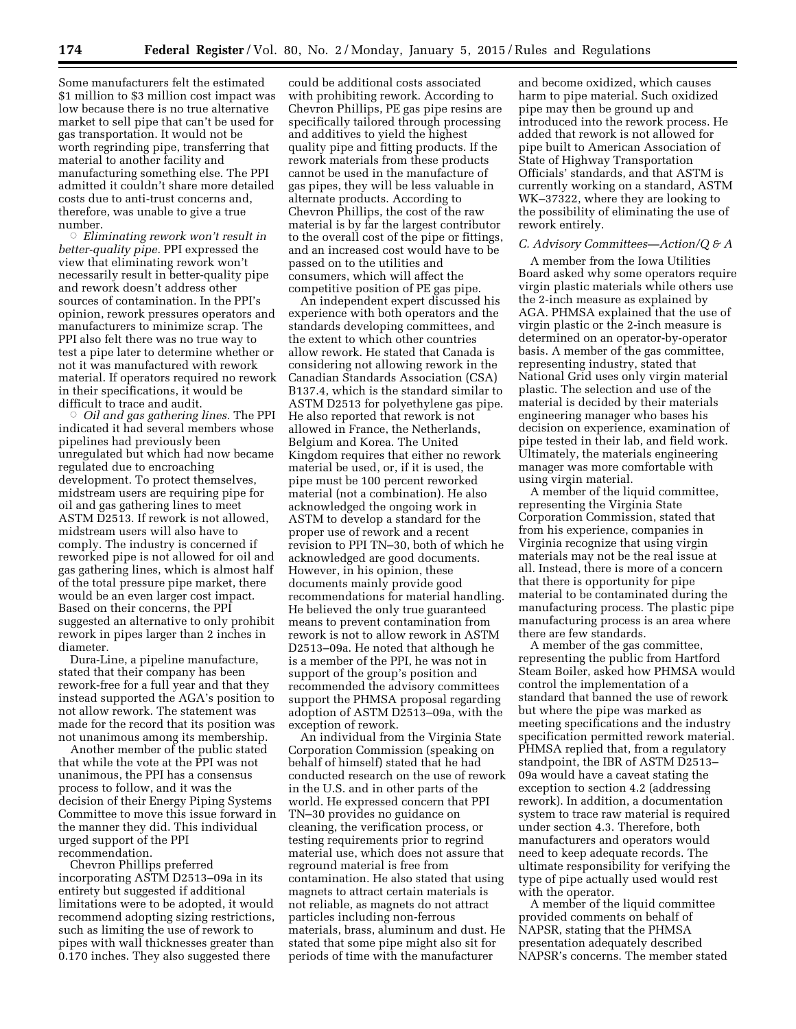Some manufacturers felt the estimated $1 million to $3 million cost impact was low because there is no true alternative market to sell pipe that can't be used for gas transportation. It would not be worth regrinding pipe, transferring that material to another facility and manufacturing something else. The PPI admitted it couldn't share more detailed costs due to anti-trust concerns and, therefore, was unable to give a true number.

○ *Eliminating rework won't result in better-quality pipe.* PPI expressed the view that eliminating rework won't necessarily result in better-quality pipe and rework doesn't address other sources of contamination. In the PPI's opinion, rework pressures operators and manufacturers to minimize scrap. The PPI also felt there was no true way to test a pipe later to determine whether or not it was manufactured with rework material. If operators required no rework in their specifications, it would be difficult to trace and audit.

○ *Oil and gas gathering lines.* The PPI indicated it had several members whose pipelines had previously been unregulated but which had now became regulated due to encroaching development. To protect themselves, midstream users are requiring pipe for oil and gas gathering lines to meet ASTM D2513. If rework is not allowed, midstream users will also have to comply. The industry is concerned if reworked pipe is not allowed for oil and gas gathering lines, which is almost half of the total pressure pipe market, there would be an even larger cost impact. Based on their concerns, the PPI suggested an alternative to only prohibit rework in pipes larger than 2 inches in diameter.

Dura-Line, a pipeline manufacture, stated that their company has been rework-free for a full year and that they instead supported the AGA's position to not allow rework. The statement was made for the record that its position was not unanimous among its membership.

Another member of the public stated that while the vote at the PPI was not unanimous, the PPI has a consensus process to follow, and it was the decision of their Energy Piping Systems Committee to move this issue forward in the manner they did. This individual urged support of the PPI recommendation.

Chevron Phillips preferred incorporating ASTM D2513–09a in its entirety but suggested if additional limitations were to be adopted, it would recommend adopting sizing restrictions, such as limiting the use of rework to pipes with wall thicknesses greater than 0.170 inches. They also suggested there could be additional costs associated with prohibiting rework. According to Chevron Phillips, PE gas pipe resins are specifically tailored through processing and additives to yield the highest quality pipe and fitting products. If the rework materials from these products cannot be used in the manufacture of gas pipes, they will be less valuable in alternate products. According to Chevron Phillips, the cost of the raw material is by far the largest contributor to the overall cost of the pipe or fittings, and an increased cost would have to be passed on to the utilities and consumers, which will affect the competitive position of PE gas pipe.

An independent expert discussed his experience with both operators and the standards developing committees, and the extent to which other countries allow rework. He stated that Canada is considering not allowing rework in the Canadian Standards Association (CSA) B137.4, which is the standard similar to ASTM D2513 for polyethylene gas pipe. He also reported that rework is not allowed in France, the Netherlands, Belgium and Korea. The United Kingdom requires that either no rework material be used, or, if it is used, the pipe must be 100 percent reworked material (not a combination). He also acknowledged the ongoing work in ASTM to develop a standard for the proper use of rework and a recent revision to PPI TN–30, both of which he acknowledged are good documents. However, in his opinion, these documents mainly provide good recommendations for material handling. He believed the only true guaranteed means to prevent contamination from rework is not to allow rework in ASTM D2513–09a. He noted that although he is a member of the PPI, he was not in support of the group's position and recommended the advisory committees support the PHMSA proposal regarding adoption of ASTM D2513–09a, with the exception of rework.

An individual from the Virginia State Corporation Commission (speaking on behalf of himself) stated that he had conducted research on the use of rework in the U.S. and in other parts of the world. He expressed concern that PPI TN–30 provides no guidance on cleaning, the verification process, or testing requirements prior to regrind material use, which does not assure that reground material is free from contamination. He also stated that using magnets to attract certain materials is not reliable, as magnets do not attract particles including non-ferrous materials, brass, aluminum and dust. He stated that some pipe might also sit for periods of time with the manufacturer and become oxidized, which causes harm to pipe material. Such oxidized pipe may then be ground up and introduced into the rework process. He added that rework is not allowed for pipe built to American Association of State of Highway Transportation Officials' standards, and that ASTM is currently working on a standard, ASTM WK–37322, where they are looking to the possibility of eliminating the use of rework entirely.

### *C. Advisory Committees—Action/Q & A*

A member from the Iowa Utilities Board asked why some operators require virgin plastic materials while others use the 2-inch measure as explained by AGA. PHMSA explained that the use of virgin plastic or the 2-inch measure is determined on an operator-by-operator basis. A member of the gas committee, representing industry, stated that National Grid uses only virgin material plastic. The selection and use of the material is decided by their materials engineering manager who bases his decision on experience, examination of pipe tested in their lab, and field work. Ultimately, the materials engineering manager was more comfortable with using virgin material.

A member of the liquid committee, representing the Virginia State Corporation Commission, stated that from his experience, companies in Virginia recognize that using virgin materials may not be the real issue at all. Instead, there is more of a concern that there is opportunity for pipe material to be contaminated during the manufacturing process. The plastic pipe manufacturing process is an area where there are few standards.

A member of the gas committee, representing the public from Hartford Steam Boiler, asked how PHMSA would control the implementation of a standard that banned the use of rework but where the pipe was marked as meeting specifications and the industry specification permitted rework material. PHMSA replied that, from a regulatory standpoint, the IBR of ASTM D2513–09a would have a caveat stating the exception to section 4.2 (addressing rework). In addition, a documentation system to trace raw material is required under section 4.3. Therefore, both manufacturers and operators would need to keep adequate records. The ultimate responsibility for verifying the type of pipe actually used would rest with the operator.

A member of the liquid committee provided comments on behalf of NAPSR, stating that the PHMSA presentation adequately described NAPSR's concerns. The member stated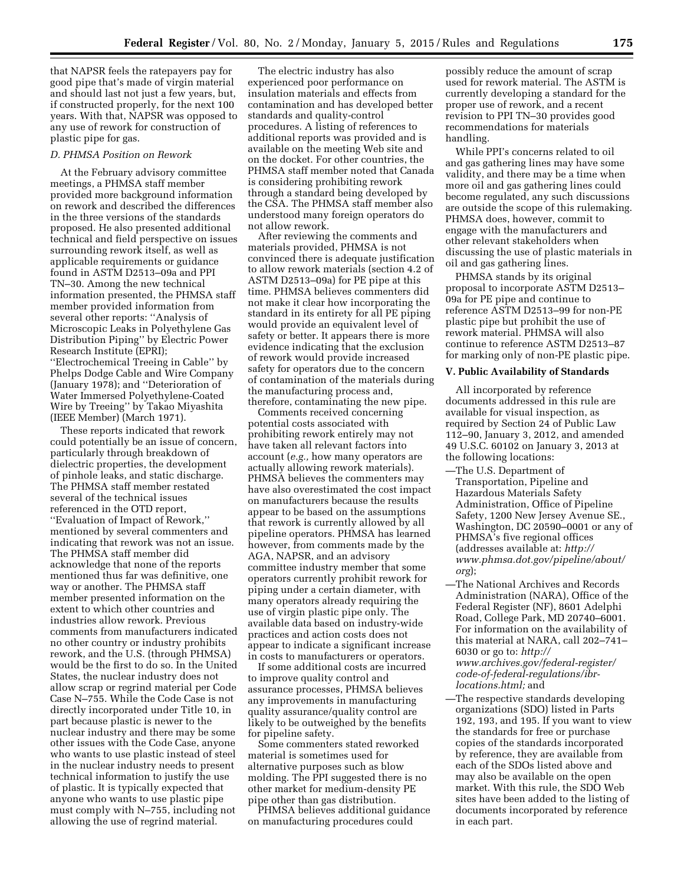that NAPSR feels the ratepayers pay for good pipe that's made of virgin material and should last not just a few years, but, if constructed properly, for the next 100 years. With that, NAPSR was opposed to any use of rework for construction of plastic pipe for gas.

### D. PHMSA Position on Rework

At the February advisory committee meetings, a PHMSA staff member provided more background information on rework and described the differences in the three versions of the standards proposed. He also presented additional technical and field perspective on issues surrounding rework itself, as well as applicable requirements or guidance found in ASTM D2513–09a and PPI TN–30. Among the new technical information presented, the PHMSA staff member provided information from several other reports: ''Analysis of Microscopic Leaks in Polyethylene Gas Distribution Piping'' by Electric Power Research Institute (EPRI); ''Electrochemical Treeing in Cable'' by Phelps Dodge Cable and Wire Company (January 1978); and ''Deterioration of Water Immersed Polyethylene-Coated Wire by Treeing'' by Takao Miyashita (IEEE Member) (March 1971).

These reports indicated that rework could potentially be an issue of concern, particularly through breakdown of dielectric properties, the development of pinhole leaks, and static discharge. The PHMSA staff member restated several of the technical issues referenced in the OTD report, ''Evaluation of Impact of Rework,'' mentioned by several commenters and indicating that rework was not an issue. The PHMSA staff member did acknowledge that none of the reports mentioned thus far was definitive, one way or another. The PHMSA staff member presented information on the extent to which other countries and industries allow rework. Previous comments from manufacturers indicated no other country or industry prohibits rework, and the U.S. (through PHMSA) would be the first to do so. In the United States, the nuclear industry does not allow scrap or regrind material per Code Case N–755. While the Code Case is not directly incorporated under Title 10, in part because plastic is newer to the nuclear industry and there may be some other issues with the Code Case, anyone who wants to use plastic instead of steel in the nuclear industry needs to present technical information to justify the use of plastic. It is typically expected that anyone who wants to use plastic pipe must comply with N–755, including not allowing the use of regrind material.

The electric industry has also experienced poor performance on insulation materials and effects from contamination and has developed better standards and quality-control procedures. A listing of references to additional reports was provided and is available on the meeting Web site and on the docket. For other countries, the PHMSA staff member noted that Canada is considering prohibiting rework through a standard being developed by the CSA. The PHMSA staff member also understood many foreign operators do not allow rework.

After reviewing the comments and materials provided, PHMSA is not convinced there is adequate justification to allow rework materials (section 4.2 of ASTM D2513–09a) for PE pipe at this time. PHMSA believes commenters did not make it clear how incorporating the standard in its entirety for all PE piping would provide an equivalent level of safety or better. It appears there is more evidence indicating that the exclusion of rework would provide increased safety for operators due to the concern of contamination of the materials during the manufacturing process and, therefore, contaminating the new pipe.

Comments received concerning potential costs associated with prohibiting rework entirely may not have taken all relevant factors into account (*e.g.,* how many operators are actually allowing rework materials). PHMSA believes the commenters may have also overestimated the cost impact on manufacturers because the results appear to be based on the assumptions that rework is currently allowed by all pipeline operators. PHMSA has learned however, from comments made by the AGA, NAPSR, and an advisory committee industry member that some operators currently prohibit rework for piping under a certain diameter, with many operators already requiring the use of virgin plastic pipe only. The available data based on industry-wide practices and action costs does not appear to indicate a significant increase in costs to manufacturers or operators.

If some additional costs are incurred to improve quality control and assurance processes, PHMSA believes any improvements in manufacturing quality assurance/quality control are likely to be outweighed by the benefits for pipeline safety.

Some commenters stated reworked material is sometimes used for alternative purposes such as blow molding. The PPI suggested there is no other market for medium-density PE pipe other than gas distribution.

PHMSA believes additional guidance on manufacturing procedures could possibly reduce the amount of scrap used for rework material. The ASTM is currently developing a standard for the proper use of rework, and a recent revision to PPI TN–30 provides good recommendations for materials handling.

While PPI's concerns related to oil and gas gathering lines may have some validity, and there may be a time when more oil and gas gathering lines could become regulated, any such discussions are outside the scope of this rulemaking. PHMSA does, however, commit to engage with the manufacturers and other relevant stakeholders when discussing the use of plastic materials in oil and gas gathering lines.

PHMSA stands by its original proposal to incorporate ASTM D2513–09a for PE pipe and continue to reference ASTM D2513–99 for non-PE plastic pipe but prohibit the use of rework material. PHMSA will also continue to reference ASTM D2513–87 for marking only of non-PE plastic pipe.

## V. Public Availability of Standards

All incorporated by reference documents addressed in this rule are available for visual inspection, as required by Section 24 of Public Law 112–90, January 3, 2012, and amended 49 U.S.C. 60102 on January 3, 2013 at the following locations:

—The U.S. Department of Transportation, Pipeline and Hazardous Materials Safety Administration, Office of Pipeline Safety, 1200 New Jersey Avenue SE., Washington, DC 20590–0001 or any of PHMSA's five regional offices (addresses available at: *http://www.phmsa.dot.gov/pipeline/about/org*);

—The National Archives and Records Administration (NARA), Office of the Federal Register (NF), 8601 Adelphi Road, College Park, MD 20740–6001. For information on the availability of this material at NARA, call 202–741–6030 or go to: *http://www.archives.gov/federal-register/code-of-federal-regulations/ibr-locations.html;* and

—The respective standards developing organizations (SDO) listed in Parts 192, 193, and 195. If you want to view the standards for free or purchase copies of the standards incorporated by reference, they are available from each of the SDOs listed above and may also be available on the open market. With this rule, the SDO Web sites have been added to the listing of documents incorporated by reference in each part.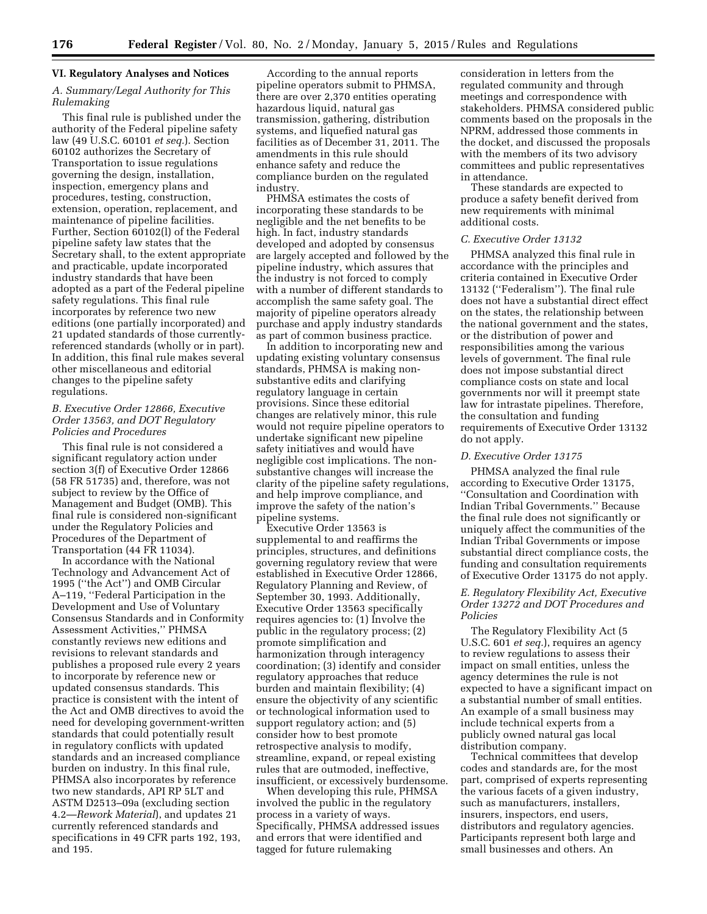## VI. Regulatory Analyses and Notices

### *A. Summary/Legal Authority for This Rulemaking*

This final rule is published under the authority of the Federal pipeline safety law (49 U.S.C. 60101 *et seq.*). Section 60102 authorizes the Secretary of Transportation to issue regulations governing the design, installation, inspection, emergency plans and procedures, testing, construction, extension, operation, replacement, and maintenance of pipeline facilities. Further, Section 60102(l) of the Federal pipeline safety law states that the Secretary shall, to the extent appropriate and practicable, update incorporated industry standards that have been adopted as a part of the Federal pipeline safety regulations. This final rule incorporates by reference two new editions (one partially incorporated) and 21 updated standards of those currently-referenced standards (wholly or in part). In addition, this final rule makes several other miscellaneous and editorial changes to the pipeline safety regulations.

### *B. Executive Order 12866, Executive Order 13563, and DOT Regulatory Policies and Procedures*

This final rule is not considered a significant regulatory action under section 3(f) of Executive Order 12866 (58 FR 51735) and, therefore, was not subject to review by the Office of Management and Budget (OMB). This final rule is considered non-significant under the Regulatory Policies and Procedures of the Department of Transportation (44 FR 11034).

In accordance with the National Technology and Advancement Act of 1995 (''the Act'') and OMB Circular A–119, ''Federal Participation in the Development and Use of Voluntary Consensus Standards and in Conformity Assessment Activities,'' PHMSA constantly reviews new editions and revisions to relevant standards and publishes a proposed rule every 2 years to incorporate by reference new or updated consensus standards. This practice is consistent with the intent of the Act and OMB directives to avoid the need for developing government-written standards that could potentially result in regulatory conflicts with updated standards and an increased compliance burden on industry. In this final rule, PHMSA also incorporates by reference two new standards, API RP 5LT and ASTM D2513–09a (excluding section 4.2—*Rework Material*), and updates 21 currently referenced standards and specifications in 49 CFR parts 192, 193, and 195.

According to the annual reports pipeline operators submit to PHMSA, there are over 2,370 entities operating hazardous liquid, natural gas transmission, gathering, distribution systems, and liquefied natural gas facilities as of December 31, 2011. The amendments in this rule should enhance safety and reduce the compliance burden on the regulated industry.

PHMSA estimates the costs of incorporating these standards to be negligible and the net benefits to be high. In fact, industry standards developed and adopted by consensus are largely accepted and followed by the pipeline industry, which assures that the industry is not forced to comply with a number of different standards to accomplish the same safety goal. The majority of pipeline operators already purchase and apply industry standards as part of common business practice.

In addition to incorporating new and updating existing voluntary consensus standards, PHMSA is making non-substantive edits and clarifying regulatory language in certain provisions. Since these editorial changes are relatively minor, this rule would not require pipeline operators to undertake significant new pipeline safety initiatives and would have negligible cost implications. The non-substantive changes will increase the clarity of the pipeline safety regulations, and help improve compliance, and improve the safety of the nation's pipeline systems.

Executive Order 13563 is supplemental to and reaffirms the principles, structures, and definitions governing regulatory review that were established in Executive Order 12866, Regulatory Planning and Review, of September 30, 1993. Additionally, Executive Order 13563 specifically requires agencies to: (1) Involve the public in the regulatory process; (2) promote simplification and harmonization through interagency coordination; (3) identify and consider regulatory approaches that reduce burden and maintain flexibility; (4) ensure the objectivity of any scientific or technological information used to support regulatory action; and (5) consider how to best promote retrospective analysis to modify, streamline, expand, or repeal existing rules that are outmoded, ineffective, insufficient, or excessively burdensome.

When developing this rule, PHMSA involved the public in the regulatory process in a variety of ways. Specifically, PHMSA addressed issues and errors that were identified and tagged for future rulemaking consideration in letters from the regulated community and through meetings and correspondence with stakeholders. PHMSA considered public comments based on the proposals in the NPRM, addressed those comments in the docket, and discussed the proposals with the members of its two advisory committees and public representatives in attendance.

These standards are expected to produce a safety benefit derived from new requirements with minimal additional costs.

### *C. Executive Order 13132*

PHMSA analyzed this final rule in accordance with the principles and criteria contained in Executive Order 13132 (''Federalism''). The final rule does not have a substantial direct effect on the states, the relationship between the national government and the states, or the distribution of power and responsibilities among the various levels of government. The final rule does not impose substantial direct compliance costs on state and local governments nor will it preempt state law for intrastate pipelines. Therefore, the consultation and funding requirements of Executive Order 13132 do not apply.

### *D. Executive Order 13175*

PHMSA analyzed the final rule according to Executive Order 13175, ''Consultation and Coordination with Indian Tribal Governments.'' Because the final rule does not significantly or uniquely affect the communities of the Indian Tribal Governments or impose substantial direct compliance costs, the funding and consultation requirements of Executive Order 13175 do not apply.

### *E. Regulatory Flexibility Act, Executive Order 13272 and DOT Procedures and Policies*

The Regulatory Flexibility Act (5 U.S.C. 601 *et seq.*), requires an agency to review regulations to assess their impact on small entities, unless the agency determines the rule is not expected to have a significant impact on a substantial number of small entities. An example of a small business may include technical experts from a publicly owned natural gas local distribution company.

Technical committees that develop codes and standards are, for the most part, comprised of experts representing the various facets of a given industry, such as manufacturers, installers, insurers, inspectors, end users, distributors and regulatory agencies. Participants represent both large and small businesses and others. An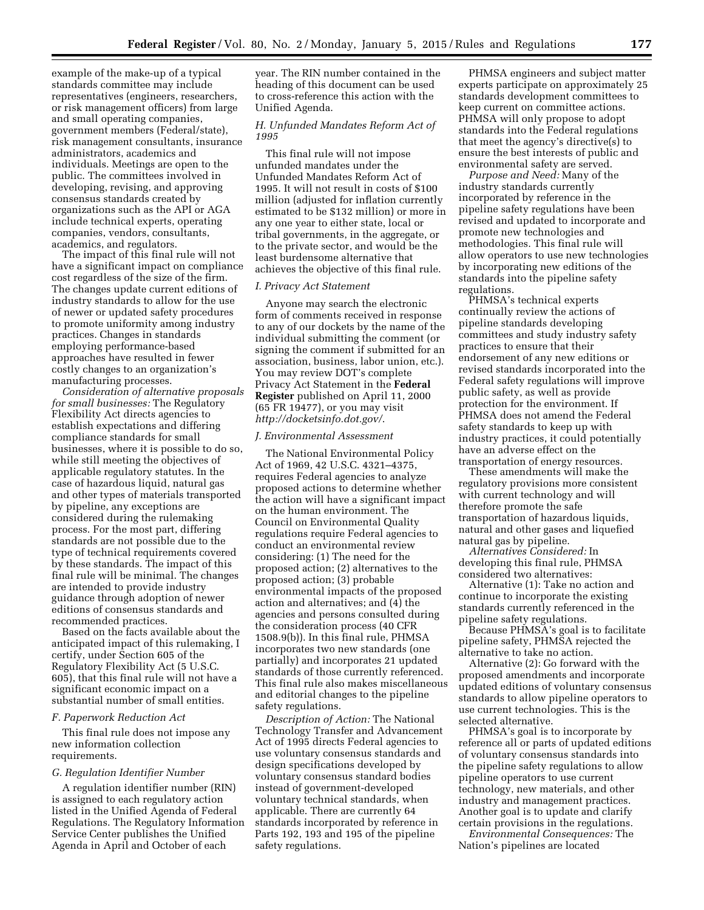example of the make-up of a typical standards committee may include representatives (engineers, researchers, or risk management officers) from large and small operating companies, government members (Federal/state), risk management consultants, insurance administrators, academics and individuals. Meetings are open to the public. The committees involved in developing, revising, and approving consensus standards created by organizations such as the API or AGA include technical experts, operating companies, vendors, consultants, academics, and regulators.

The impact of this final rule will not have a significant impact on compliance cost regardless of the size of the firm. The changes update current editions of industry standards to allow for the use of newer or updated safety procedures to promote uniformity among industry practices. Changes in standards employing performance-based approaches have resulted in fewer costly changes to an organization's manufacturing processes.

*Consideration of alternative proposals for small businesses:* The Regulatory Flexibility Act directs agencies to establish expectations and differing compliance standards for small businesses, where it is possible to do so, while still meeting the objectives of applicable regulatory statutes. In the case of hazardous liquid, natural gas and other types of materials transported by pipeline, any exceptions are considered during the rulemaking process. For the most part, differing standards are not possible due to the type of technical requirements covered by these standards. The impact of this final rule will be minimal. The changes are intended to provide industry guidance through adoption of newer editions of consensus standards and recommended practices.

Based on the facts available about the anticipated impact of this rulemaking, I certify, under Section 605 of the Regulatory Flexibility Act (5 U.S.C. 605), that this final rule will not have a significant economic impact on a substantial number of small entities.

### *F. Paperwork Reduction Act*

This final rule does not impose any new information collection requirements.

### *G. Regulation Identifier Number*

A regulation identifier number (RIN) is assigned to each regulatory action listed in the Unified Agenda of Federal Regulations. The Regulatory Information Service Center publishes the Unified Agenda in April and October of each year. The RIN number contained in the heading of this document can be used to cross-reference this action with the Unified Agenda.

### *H. Unfunded Mandates Reform Act of 1995*

This final rule will not impose unfunded mandates under the Unfunded Mandates Reform Act of 1995. It will not result in costs of $100 million (adjusted for inflation currently estimated to be $132 million) or more in any one year to either state, local or tribal governments, in the aggregate, or to the private sector, and would be the least burdensome alternative that achieves the objective of this final rule.

### *I. Privacy Act Statement*

Anyone may search the electronic form of comments received in response to any of our dockets by the name of the individual submitting the comment (or signing the comment if submitted for an association, business, labor union, etc.). You may review DOT's complete Privacy Act Statement in the **Federal Register** published on April 11, 2000 (65 FR 19477), or you may visit *http://docketsinfo.dot.gov/*.

### *J. Environmental Assessment*

The National Environmental Policy Act of 1969, 42 U.S.C. 4321–4375, requires Federal agencies to analyze proposed actions to determine whether the action will have a significant impact on the human environment. The Council on Environmental Quality regulations require Federal agencies to conduct an environmental review considering: (1) The need for the proposed action; (2) alternatives to the proposed action; (3) probable environmental impacts of the proposed action and alternatives; and (4) the agencies and persons consulted during the consideration process (40 CFR 1508.9(b)). In this final rule, PHMSA incorporates two new standards (one partially) and incorporates 21 updated standards of those currently referenced. This final rule also makes miscellaneous and editorial changes to the pipeline safety regulations.

*Description of Action:* The National Technology Transfer and Advancement Act of 1995 directs Federal agencies to use voluntary consensus standards and design specifications developed by voluntary consensus standard bodies instead of government-developed voluntary technical standards, when applicable. There are currently 64 standards incorporated by reference in Parts 192, 193 and 195 of the pipeline safety regulations.

PHMSA engineers and subject matter experts participate on approximately 25 standards development committees to keep current on committee actions. PHMSA will only propose to adopt standards into the Federal regulations that meet the agency's directive(s) to ensure the best interests of public and environmental safety are served.

*Purpose and Need:* Many of the industry standards currently incorporated by reference in the pipeline safety regulations have been revised and updated to incorporate and promote new technologies and methodologies. This final rule will allow operators to use new technologies by incorporating new editions of the standards into the pipeline safety regulations.

PHMSA's technical experts continually review the actions of pipeline standards developing committees and study industry safety practices to ensure that their endorsement of any new editions or revised standards incorporated into the Federal safety regulations will improve public safety, as well as provide protection for the environment. If PHMSA does not amend the Federal safety standards to keep up with industry practices, it could potentially have an adverse effect on the transportation of energy resources.

These amendments will make the regulatory provisions more consistent with current technology and will therefore promote the safe transportation of hazardous liquids, natural and other gases and liquefied natural gas by pipeline.

*Alternatives Considered:* In developing this final rule, PHMSA considered two alternatives:

Alternative (1): Take no action and continue to incorporate the existing standards currently referenced in the pipeline safety regulations.

Because PHMSA's goal is to facilitate pipeline safety, PHMSA rejected the alternative to take no action.

Alternative (2): Go forward with the proposed amendments and incorporate updated editions of voluntary consensus standards to allow pipeline operators to use current technologies. This is the selected alternative.

PHMSA's goal is to incorporate by reference all or parts of updated editions of voluntary consensus standards into the pipeline safety regulations to allow pipeline operators to use current technology, new materials, and other industry and management practices. Another goal is to update and clarify certain provisions in the regulations.

*Environmental Consequences:* The Nation's pipelines are located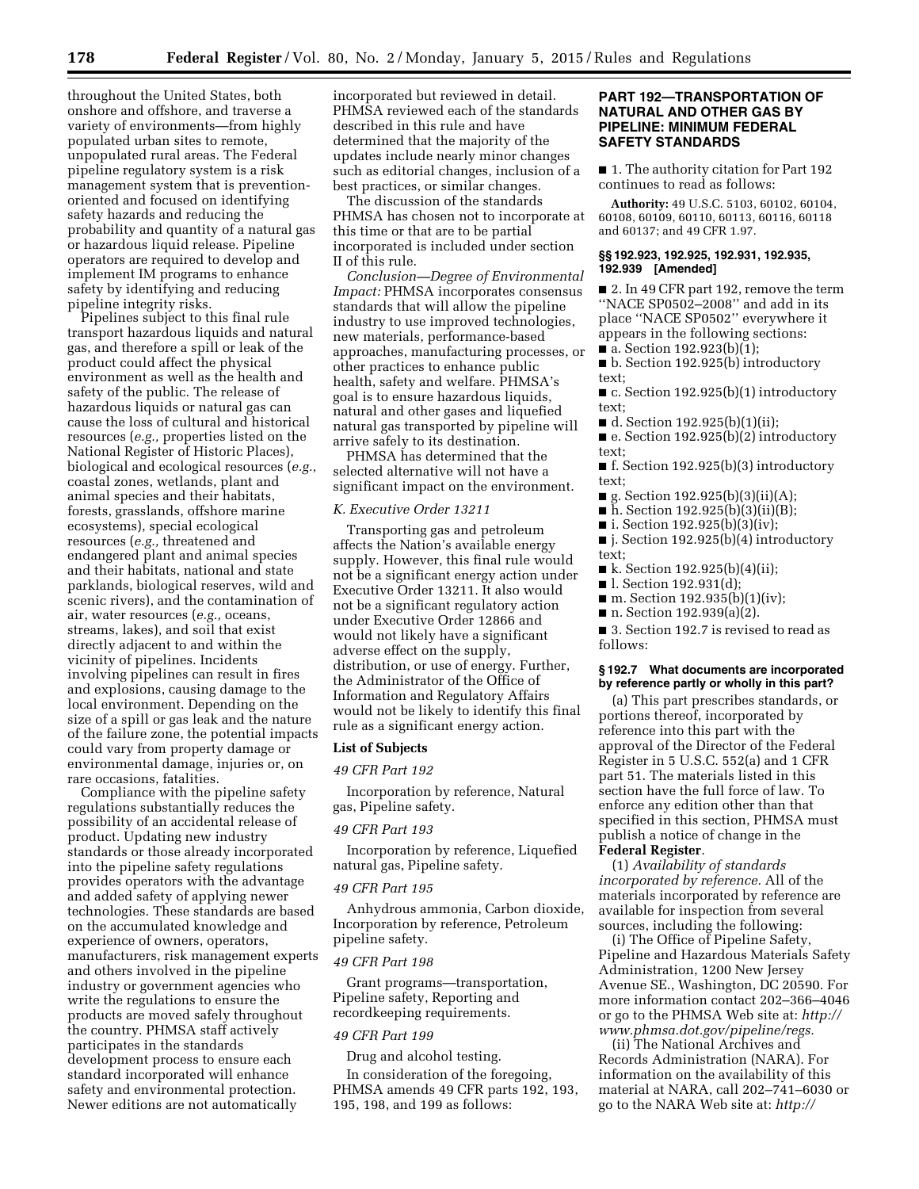throughout the United States, both onshore and offshore, and traverse a variety of environments—from highly populated urban sites to remote, unpopulated rural areas. The Federal pipeline regulatory system is a risk management system that is prevention-oriented and focused on identifying safety hazards and reducing the probability and quantity of a natural gas or hazardous liquid release. Pipeline operators are required to develop and implement IM programs to enhance safety by identifying and reducing pipeline integrity risks.

Pipelines subject to this final rule transport hazardous liquids and natural gas, and therefore a spill or leak of the product could affect the physical environment as well as the health and safety of the public. The release of hazardous liquids or natural gas can cause the loss of cultural and historical resources (*e.g.,* properties listed on the National Register of Historic Places), biological and ecological resources (*e.g.,* coastal zones, wetlands, plant and animal species and their habitats, forests, grasslands, offshore marine ecosystems), special ecological resources (*e.g.,* threatened and endangered plant and animal species and their habitats, national and state parklands, biological reserves, wild and scenic rivers), and the contamination of air, water resources (*e.g.,* oceans, streams, lakes), and soil that exist directly adjacent to and within the vicinity of pipelines. Incidents involving pipelines can result in fires and explosions, causing damage to the local environment. Depending on the size of a spill or gas leak and the nature of the failure zone, the potential impacts could vary from property damage or environmental damage, injuries or, on rare occasions, fatalities.

Compliance with the pipeline safety regulations substantially reduces the possibility of an accidental release of product. Updating new industry standards or those already incorporated into the pipeline safety regulations provides operators with the advantage and added safety of applying newer technologies. These standards are based on the accumulated knowledge and experience of owners, operators, manufacturers, risk management experts and others involved in the pipeline industry or government agencies who write the regulations to ensure the products are moved safely throughout the country. PHMSA staff actively participates in the standards development process to ensure each standard incorporated will enhance safety and environmental protection. Newer editions are not automatically incorporated but reviewed in detail. PHMSA reviewed each of the standards described in this rule and have determined that the majority of the updates include nearly minor changes such as editorial changes, inclusion of a best practices, or similar changes.

The discussion of the standards PHMSA has chosen not to incorporate at this time or that are to be partial incorporated is included under section II of this rule.

*Conclusion—Degree of Environmental Impact:* PHMSA incorporates consensus standards that will allow the pipeline industry to use improved technologies, new materials, performance-based approaches, manufacturing processes, or other practices to enhance public health, safety and welfare. PHMSA's goal is to ensure hazardous liquids, natural and other gases and liquefied natural gas transported by pipeline will arrive safely to its destination.

PHMSA has determined that the selected alternative will not have a significant impact on the environment.

### K. Executive Order 13211

Transporting gas and petroleum affects the Nation's available energy supply. However, this final rule would not be a significant energy action under Executive Order 13211. It also would not be a significant regulatory action under Executive Order 12866 and would not likely have a significant adverse effect on the supply, distribution, or use of energy. Further, the Administrator of the Office of Information and Regulatory Affairs would not be likely to identify this final rule as a significant energy action.

**List of Subjects**

*49 CFR Part 192*

Incorporation by reference, Natural gas, Pipeline safety.

*49 CFR Part 193*

Incorporation by reference, Liquefied natural gas, Pipeline safety.

*49 CFR Part 195*

Anhydrous ammonia, Carbon dioxide, Incorporation by reference, Petroleum pipeline safety.

*49 CFR Part 198*

Grant programs—transportation, Pipeline safety, Reporting and recordkeeping requirements.

*49 CFR Part 199*

Drug and alcohol testing.

In consideration of the foregoing, PHMSA amends 49 CFR parts 192, 193, 195, 198, and 199 as follows:

## PART 192—TRANSPORTATION OF NATURAL AND OTHER GAS BY PIPELINE: MINIMUM FEDERAL SAFETY STANDARDS

■ 1. The authority citation for Part 192 continues to read as follows:

**Authority:** 49 U.S.C. 5103, 60102, 60104, 60108, 60109, 60110, 60113, 60116, 60118 and 60137; and 49 CFR 1.97.

**§§ 192.923, 192.925, 192.931, 192.935, 192.939 [Amended]**

■ 2. In 49 CFR part 192, remove the term ''NACE SP0502–2008'' and add in its place ''NACE SP0502'' everywhere it appears in the following sections:

■ a. Section 192.923(b)(1);
■ b. Section 192.925(b) introductory text;
■ c. Section 192.925(b)(1) introductory text;
■ d. Section 192.925(b)(1)(ii);
■ e. Section 192.925(b)(2) introductory text;
■ f. Section 192.925(b)(3) introductory text;
■ g. Section 192.925(b)(3)(ii)(A);
■ h. Section 192.925(b)(3)(ii)(B);
■ i. Section 192.925(b)(3)(iv);
■ j. Section 192.925(b)(4) introductory text;
■ k. Section 192.925(b)(4)(ii);
■ l. Section 192.931(d);
■ m. Section 192.935(b)(1)(iv);
■ n. Section 192.939(a)(2).

■ 3. Section 192.7 is revised to read as follows:

**§ 192.7 What documents are incorporated by reference partly or wholly in this part?**

(a) This part prescribes standards, or portions thereof, incorporated by reference into this part with the approval of the Director of the Federal Register in 5 U.S.C. 552(a) and 1 CFR part 51. The materials listed in this section have the full force of law. To enforce any edition other than that specified in this section, PHMSA must publish a notice of change in the **Federal Register**.

(1) *Availability of standards incorporated by reference.* All of the materials incorporated by reference are available for inspection from several sources, including the following:

(i) The Office of Pipeline Safety, Pipeline and Hazardous Materials Safety Administration, 1200 New Jersey Avenue SE., Washington, DC 20590. For more information contact 202–366–4046 or go to the PHMSA Web site at: *http://www.phmsa.dot.gov/pipeline/regs.*

(ii) The National Archives and Records Administration (NARA). For information on the availability of this material at NARA, call 202–741–6030 or go to the NARA Web site at: *http://*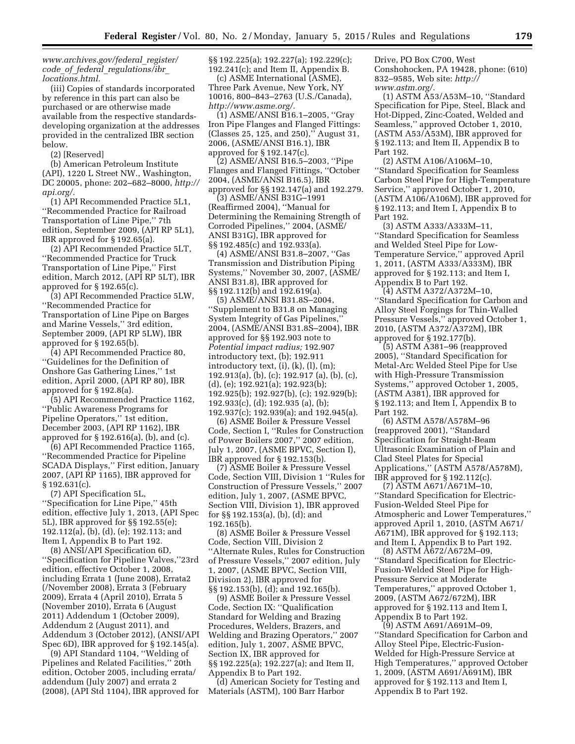*www.archives.gov/federal_register/code_of_federal_regulations/ibr_locations.html.*

(iii) Copies of standards incorporated by reference in this part can also be purchased or are otherwise made available from the respective standards-developing organization at the addresses provided in the centralized IBR section below.

(2) [Reserved]

(b) American Petroleum Institute (API), 1220 L Street NW., Washington, DC 20005, phone: 202–682–8000, *http://api.org/.*

(1) API Recommended Practice 5L1, ''Recommended Practice for Railroad Transportation of Line Pipe,'' 7th edition, September 2009, (API RP 5L1), IBR approved for § 192.65(a).

(2) API Recommended Practice 5LT, ''Recommended Practice for Truck Transportation of Line Pipe,'' First edition, March 2012, (API RP 5LT), IBR approved for § 192.65(c).

(3) API Recommended Practice 5LW, ''Recommended Practice for Transportation of Line Pipe on Barges and Marine Vessels,'' 3rd edition, September 2009, (API RP 5LW), IBR approved for § 192.65(b).

(4) API Recommended Practice 80, ''Guidelines for the Definition of Onshore Gas Gathering Lines,'' 1st edition, April 2000, (API RP 80), IBR approved for § 192.8(a).

(5) API Recommended Practice 1162, ''Public Awareness Programs for Pipeline Operators,'' 1st edition, December 2003, (API RP 1162), IBR approved for § 192.616(a), (b), and (c).

(6) API Recommended Practice 1165, ''Recommended Practice for Pipeline SCADA Displays,'' First edition, January 2007, (API RP 1165), IBR approved for § 192.631(c).

(7) API Specification 5L, ''Specification for Line Pipe,'' 45th edition, effective July 1, 2013, (API Spec 5L), IBR approved for §§ 192.55(e); 192.112(a), (b), (d), (e); 192.113; and Item I, Appendix B to Part 192.

(8) ANSI/API Specification 6D, ''Specification for Pipeline Valves,''23rd edition, effective October 1, 2008, including Errata 1 (June 2008), Errata2 (/November 2008), Errata 3 (February 2009), Errata 4 (April 2010), Errata 5 (November 2010), Errata 6 (August 2011) Addendum 1 (October 2009), Addendum 2 (August 2011), and Addendum 3 (October 2012), (ANSI/API Spec 6D), IBR approved for § 192.145(a).

(9) API Standard 1104, ''Welding of Pipelines and Related Facilities,'' 20th edition, October 2005, including errata/addendum (July 2007) and errata 2 (2008), (API Std 1104), IBR approved for §§ 192.225(a); 192.227(a); 192.229(c); 192.241(c); and Item II, Appendix B.

(c) ASME International (ASME), Three Park Avenue, New York, NY 10016, 800–843–2763 (U.S./Canada), *http://www.asme.org/.*

(1) ASME/ANSI B16.1–2005, ''Gray Iron Pipe Flanges and Flanged Fittings: (Classes 25, 125, and 250),'' August 31, 2006, (ASME/ANSI B16.1), IBR approved for § 192.147(c).

(2) ASME/ANSI B16.5–2003, ''Pipe Flanges and Flanged Fittings, ''October 2004, (ASME/ANSI B16.5), IBR approved for §§ 192.147(a) and 192.279.

(3) ASME/ANSI B31G–1991 (Reaffirmed 2004), ''Manual for Determining the Remaining Strength of Corroded Pipelines,'' 2004, (ASME/ANSI B31G), IBR approved for §§ 192.485(c) and 192.933(a).

(4) ASME/ANSI B31.8–2007, ''Gas Transmission and Distribution Piping Systems,'' November 30, 2007, (ASME/ANSI B31.8), IBR approved for §§ 192.112(b) and 192.619(a).

(5) ASME/ANSI B31.8S–2004, ''Supplement to B31.8 on Managing System Integrity of Gas Pipelines,'' 2004, (ASME/ANSI B31.8S–2004), IBR approved for §§ 192.903 note to *Potential impact radius;* 192.907 introductory text, (b); 192.911 introductory text, (i), (k), (l), (m); 192.913(a), (b), (c); 192.917 (a), (b), (c), (d), (e); 192.921(a); 192.923(b); 192.925(b); 192.927(b), (c); 192.929(b); 192.933(c), (d); 192.935 (a), (b); 192.937(c); 192.939(a); and 192.945(a).

(6) ASME Boiler & Pressure Vessel Code, Section I, ''Rules for Construction of Power Boilers 2007,'' 2007 edition, July 1, 2007, (ASME BPVC, Section I), IBR approved for § 192.153(b).

(7) ASME Boiler & Pressure Vessel Code, Section VIII, Division 1 ''Rules for Construction of Pressure Vessels,'' 2007 edition, July 1, 2007, (ASME BPVC, Section VIII, Division 1), IBR approved for §§ 192.153(a), (b), (d); and 192.165(b).

(8) ASME Boiler & Pressure Vessel Code, Section VIII, Division 2 ''Alternate Rules, Rules for Construction of Pressure Vessels,'' 2007 edition, July 1, 2007, (ASME BPVC, Section VIII, Division 2), IBR approved for §§ 192.153(b), (d); and 192.165(b).

(9) ASME Boiler & Pressure Vessel Code, Section IX: ''Qualification Standard for Welding and Brazing Procedures, Welders, Brazers, and Welding and Brazing Operators,'' 2007 edition, July 1, 2007, ASME BPVC, Section IX, IBR approved for §§ 192.225(a); 192.227(a); and Item II, Appendix B to Part 192.

(d) American Society for Testing and Materials (ASTM), 100 Barr Harbor Drive, PO Box C700, West Conshohocken, PA 19428, phone: (610) 832–9585, Web site: *http://www.astm.org/.*

(1) ASTM A53/A53M–10, ''Standard Specification for Pipe, Steel, Black and Hot-Dipped, Zinc-Coated, Welded and Seamless,'' approved October 1, 2010, (ASTM A53/A53M), IBR approved for § 192.113; and Item II, Appendix B to Part 192.

(2) ASTM A106/A106M–10, ''Standard Specification for Seamless Carbon Steel Pipe for High-Temperature Service,'' approved October 1, 2010, (ASTM A106/A106M), IBR approved for § 192.113; and Item I, Appendix B to Part 192.

(3) ASTM A333/A333M–11, ''Standard Specification for Seamless and Welded Steel Pipe for Low-Temperature Service,'' approved April 1, 2011, (ASTM A333/A333M), IBR approved for § 192.113; and Item I, Appendix B to Part 192.

(4) ASTM A372/A372M–10, ''Standard Specification for Carbon and Alloy Steel Forgings for Thin-Walled Pressure Vessels,'' approved October 1, 2010, (ASTM A372/A372M), IBR approved for § 192.177(b).

(5) ASTM A381–96 (reapproved 2005), ''Standard Specification for Metal-Arc Welded Steel Pipe for Use with High-Pressure Transmission Systems,'' approved October 1, 2005, (ASTM A381), IBR approved for § 192.113; and Item I, Appendix B to Part 192.

(6) ASTM A578/A578M–96 (reapproved 2001), ''Standard Specification for Straight-Beam Ultrasonic Examination of Plain and Clad Steel Plates for Special Applications,'' (ASTM A578/A578M), IBR approved for § 192.112(c).

(7) ASTM A671/A671M–10, ''Standard Specification for Electric-Fusion-Welded Steel Pipe for Atmospheric and Lower Temperatures,'' approved April 1, 2010, (ASTM A671/A671M), IBR approved for § 192.113; and Item I, Appendix B to Part 192.

(8) ASTM A672/A672M–09, ''Standard Specification for Electric-Fusion-Welded Steel Pipe for High-Pressure Service at Moderate Temperatures,'' approved October 1, 2009, (ASTM A672/672M), IBR approved for § 192.113 and Item I, Appendix B to Part 192.

(9) ASTM A691/A691M–09, ''Standard Specification for Carbon and Alloy Steel Pipe, Electric-Fusion-Welded for High-Pressure Service at High Temperatures,'' approved October 1, 2009, (ASTM A691/A691M), IBR approved for § 192.113 and Item I, Appendix B to Part 192.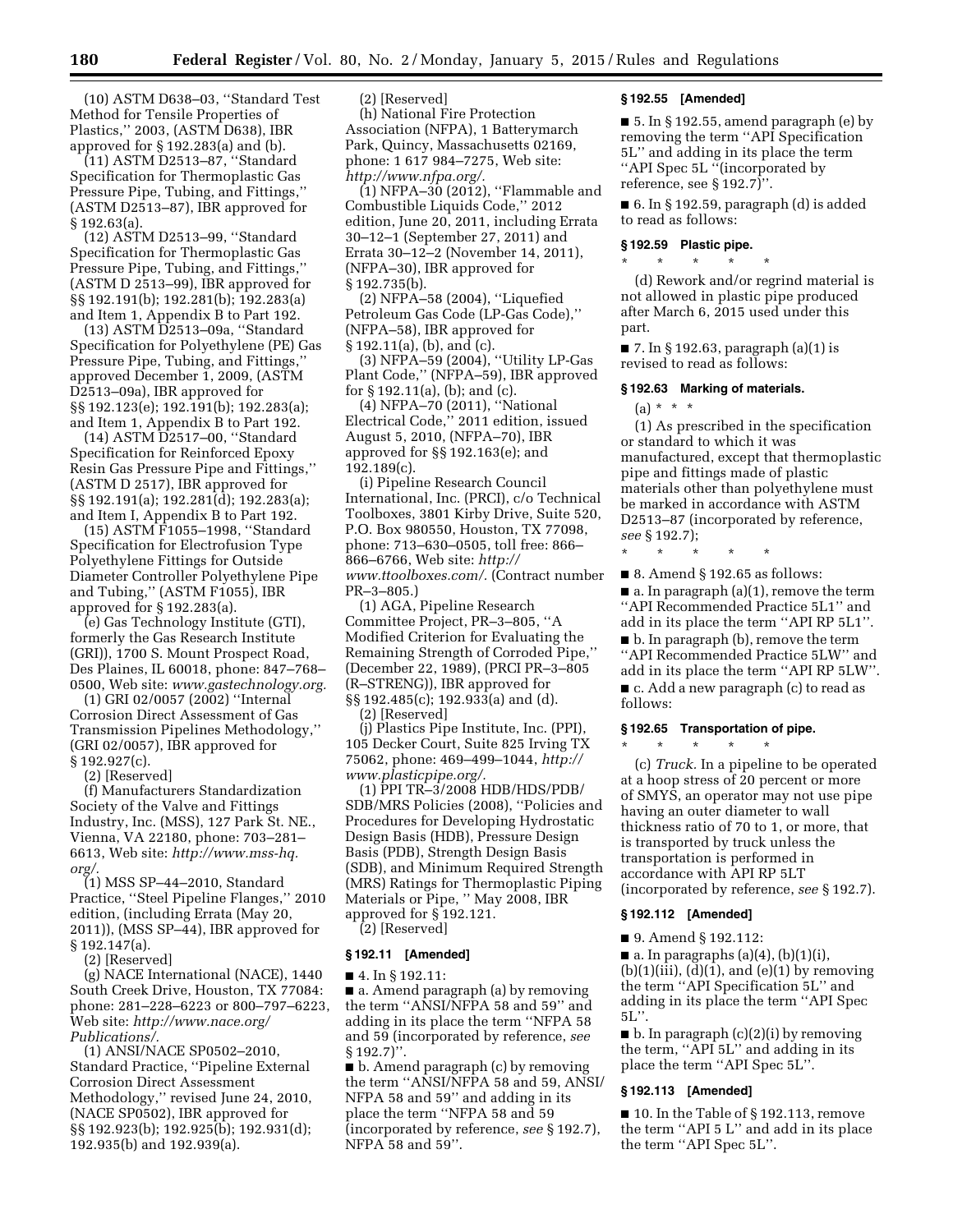(10) ASTM D638–03, ''Standard Test Method for Tensile Properties of Plastics,'' 2003, (ASTM D638), IBR approved for § 192.283(a) and (b).

(11) ASTM D2513–87, ''Standard Specification for Thermoplastic Gas Pressure Pipe, Tubing, and Fittings,'' (ASTM D2513–87), IBR approved for § 192.63(a).

(12) ASTM D2513–99, ''Standard Specification for Thermoplastic Gas Pressure Pipe, Tubing, and Fittings,'' (ASTM D 2513–99), IBR approved for §§ 192.191(b); 192.281(b); 192.283(a) and Item 1, Appendix B to Part 192.

(13) ASTM D2513–09a, ''Standard Specification for Polyethylene (PE) Gas Pressure Pipe, Tubing, and Fittings,'' approved December 1, 2009, (ASTM D2513–09a), IBR approved for §§ 192.123(e); 192.191(b); 192.283(a); and Item 1, Appendix B to Part 192.

(14) ASTM D2517–00, ''Standard Specification for Reinforced Epoxy Resin Gas Pressure Pipe and Fittings,'' (ASTM D 2517), IBR approved for §§ 192.191(a); 192.281(d); 192.283(a); and Item I, Appendix B to Part 192.

(15) ASTM F1055–1998, ''Standard Specification for Electrofusion Type Polyethylene Fittings for Outside Diameter Controller Polyethylene Pipe and Tubing,'' (ASTM F1055), IBR approved for § 192.283(a).

(e) Gas Technology Institute (GTI), formerly the Gas Research Institute (GRI)), 1700 S. Mount Prospect Road, Des Plaines, IL 60018, phone: 847–768–0500, Web site: *www.gastechnology.org.*

(1) GRI 02/0057 (2002) ''Internal Corrosion Direct Assessment of Gas Transmission Pipelines Methodology,'' (GRI 02/0057), IBR approved for § 192.927(c).

(2) [Reserved]

(f) Manufacturers Standardization Society of the Valve and Fittings Industry, Inc. (MSS), 127 Park St. NE., Vienna, VA 22180, phone: 703–281–6613, Web site: *http://www.mss-hq.org/.*

(1) MSS SP–44–2010, Standard Practice, ''Steel Pipeline Flanges,'' 2010 edition, (including Errata (May 20, 2011)), (MSS SP–44), IBR approved for § 192.147(a).

(2) [Reserved]

(g) NACE International (NACE), 1440 South Creek Drive, Houston, TX 77084: phone: 281–228–6223 or 800–797–6223, Web site: *http://www.nace.org/Publications/.*

(1) ANSI/NACE SP0502–2010, Standard Practice, ''Pipeline External Corrosion Direct Assessment Methodology,'' revised June 24, 2010, (NACE SP0502), IBR approved for §§ 192.923(b); 192.925(b); 192.931(d); 192.935(b) and 192.939(a).

(2) [Reserved]

(h) National Fire Protection Association (NFPA), 1 Batterymarch Park, Quincy, Massachusetts 02169, phone: 1 617 984–7275, Web site: *http://www.nfpa.org/.*

(1) NFPA–30 (2012), ''Flammable and Combustible Liquids Code,'' 2012 edition, June 20, 2011, including Errata 30–12–1 (September 27, 2011) and Errata 30–12–2 (November 14, 2011), (NFPA–30), IBR approved for § 192.735(b).

(2) NFPA–58 (2004), ''Liquefied Petroleum Gas Code (LP-Gas Code),'' (NFPA–58), IBR approved for § 192.11(a), (b), and (c).

(3) NFPA–59 (2004), ''Utility LP-Gas Plant Code,'' (NFPA–59), IBR approved for § 192.11(a), (b); and (c).

(4) NFPA–70 (2011), ''National Electrical Code,'' 2011 edition, issued August 5, 2010, (NFPA–70), IBR approved for §§ 192.163(e); and 192.189(c).

(i) Pipeline Research Council International, Inc. (PRCI), c/o Technical Toolboxes, 3801 Kirby Drive, Suite 520, P.O. Box 980550, Houston, TX 77098, phone: 713–630–0505, toll free: 866–866–6766, Web site: *http://www.ttoolboxes.com/.* (Contract number PR–3–805.)

(1) AGA, Pipeline Research Committee Project, PR–3–805, ''A Modified Criterion for Evaluating the Remaining Strength of Corroded Pipe,'' (December 22, 1989), (PRCI PR–3–805 (R–STRENG)), IBR approved for §§ 192.485(c); 192.933(a) and (d).

(2) [Reserved]

(j) Plastics Pipe Institute, Inc. (PPI), 105 Decker Court, Suite 825 Irving TX 75062, phone: 469–499–1044, *http://www.plasticpipe.org/.*

(1) PPI TR–3/2008 HDB/HDS/PDB/SDB/MRS Policies (2008), ''Policies and Procedures for Developing Hydrostatic Design Basis (HDB), Pressure Design Basis (PDB), Strength Design Basis (SDB), and Minimum Required Strength (MRS) Ratings for Thermoplastic Piping Materials or Pipe, '' May 2008, IBR approved for § 192.121.

(2) [Reserved]

**§ 192.11 [Amended]**

■ 4. In § 192.11:

■ a. Amend paragraph (a) by removing the term ''ANSI/NFPA 58 and 59'' and adding in its place the term ''NFPA 58 and 59 (incorporated by reference, *see* § 192.7)''.

■ b. Amend paragraph (c) by removing the term ''ANSI/NFPA 58 and 59, ANSI/NFPA 58 and 59'' and adding in its place the term ''NFPA 58 and 59 (incorporated by reference, *see* § 192.7), NFPA 58 and 59''.

**§ 192.55 [Amended]**

■ 5. In § 192.55, amend paragraph (e) by removing the term ''API Specification 5L'' and adding in its place the term ''API Spec 5L ''(incorporated by reference, see § 192.7)''.

■ 6. In § 192.59, paragraph (d) is added to read as follows:

**§ 192.59 Plastic pipe.**

\* \* \* \* \*

(d) Rework and/or regrind material is not allowed in plastic pipe produced after March 6, 2015 used under this part.

■ 7. In § 192.63, paragraph (a)(1) is revised to read as follows:

**§ 192.63 Marking of materials.**

(a) \* \* \*

(1) As prescribed in the specification or standard to which it was manufactured, except that thermoplastic pipe and fittings made of plastic materials other than polyethylene must be marked in accordance with ASTM D2513–87 (incorporated by reference, *see* § 192.7);

\* \* \* \* \*

■ 8. Amend § 192.65 as follows:

■ a. In paragraph (a)(1), remove the term ''API Recommended Practice 5L1'' and add in its place the term ''API RP 5L1''.

■ b. In paragraph (b), remove the term ''API Recommended Practice 5LW'' and add in its place the term ''API RP 5LW''.

■ c. Add a new paragraph (c) to read as follows:

**§ 192.65 Transportation of pipe.**

\* \* \* \* \*

(c) *Truck.* In a pipeline to be operated at a hoop stress of 20 percent or more of SMYS, an operator may not use pipe having an outer diameter to wall thickness ratio of 70 to 1, or more, that is transported by truck unless the transportation is performed in accordance with API RP 5LT (incorporated by reference, *see* § 192.7).

**§ 192.112 [Amended]**

■ 9. Amend § 192.112:

■ a. In paragraphs (a)(4), (b)(1)(i), (b)(1)(iii), (d)(1), and (e)(1) by removing the term ''API Specification 5L'' and adding in its place the term ''API Spec 5L''.

■ b. In paragraph (c)(2)(i) by removing the term, ''API 5L'' and adding in its place the term ''API Spec 5L''.

**§ 192.113 [Amended]**

■ 10. In the Table of § 192.113, remove the term ''API 5 L'' and add in its place the term ''API Spec 5L''.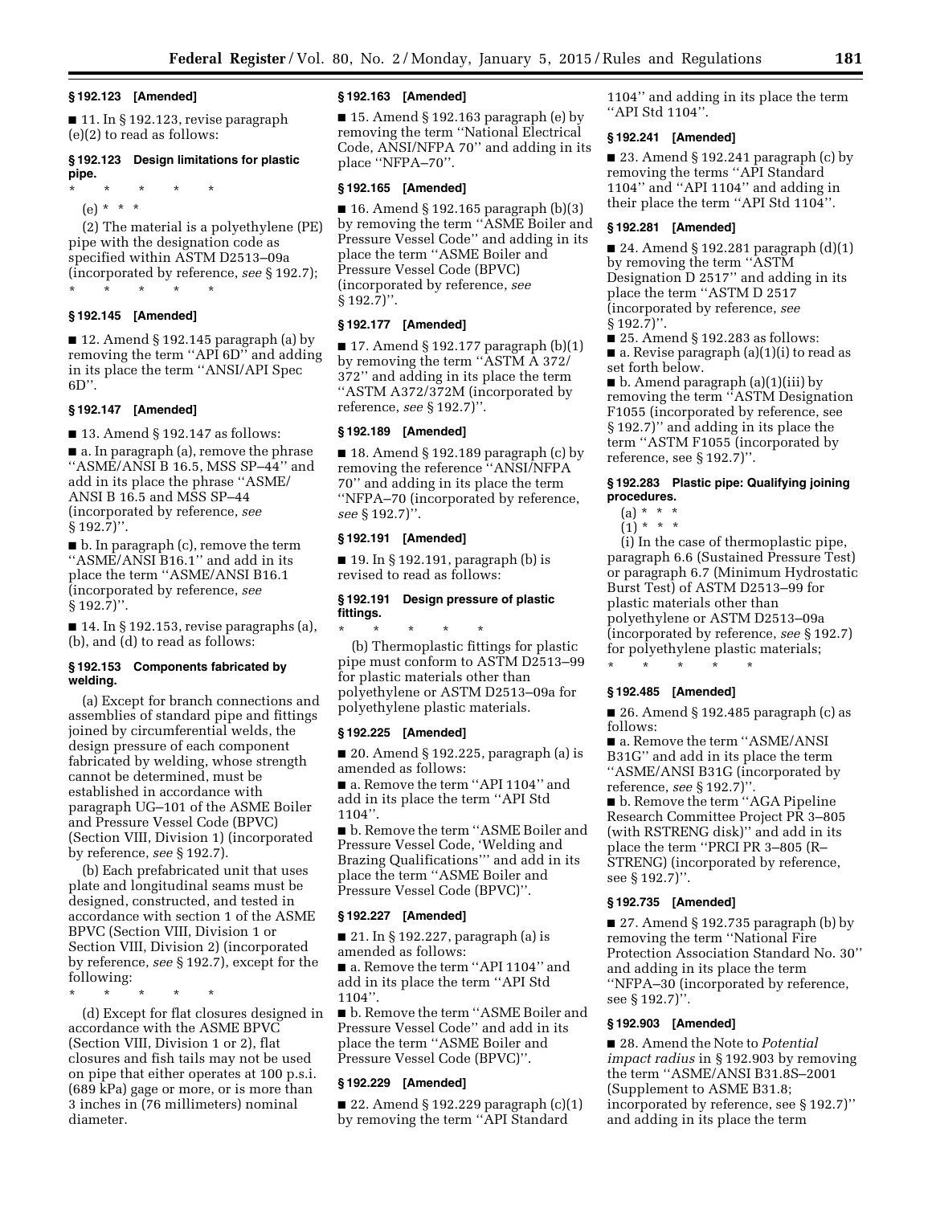**§ 192.123 [Amended]**

■ 11. In § 192.123, revise paragraph (e)(2) to read as follows:

**§ 192.123 Design limitations for plastic pipe.**

\* \* \* \* \*

(e) \* \* \*

(2) The material is a polyethylene (PE) pipe with the designation code as specified within ASTM D2513–09a (incorporated by reference, *see* § 192.7);

\* \* \* \* \*

**§ 192.145 [Amended]**

■ 12. Amend § 192.145 paragraph (a) by removing the term ''API 6D'' and adding in its place the term ''ANSI/API Spec 6D''.

**§ 192.147 [Amended]**

■ 13. Amend § 192.147 as follows:

■ a. In paragraph (a), remove the phrase ''ASME/ANSI B 16.5, MSS SP–44'' and add in its place the phrase ''ASME/ANSI B 16.5 and MSS SP–44 (incorporated by reference, *see* § 192.7)''.

■ b. In paragraph (c), remove the term ''ASME/ANSI B16.1'' and add in its place the term ''ASME/ANSI B16.1 (incorporated by reference, *see* § 192.7)''.

■ 14. In § 192.153, revise paragraphs (a), (b), and (d) to read as follows:

**§ 192.153 Components fabricated by welding.**

(a) Except for branch connections and assemblies of standard pipe and fittings joined by circumferential welds, the design pressure of each component fabricated by welding, whose strength cannot be determined, must be established in accordance with paragraph UG–101 of the ASME Boiler and Pressure Vessel Code (BPVC) (Section VIII, Division 1) (incorporated by reference, *see* § 192.7).

(b) Each prefabricated unit that uses plate and longitudinal seams must be designed, constructed, and tested in accordance with section 1 of the ASME BPVC (Section VIII, Division 1 or Section VIII, Division 2) (incorporated by reference, *see* § 192.7), except for the following:

\* \* \* \* \*

(d) Except for flat closures designed in accordance with the ASME BPVC (Section VIII, Division 1 or 2), flat closures and fish tails may not be used on pipe that either operates at 100 p.s.i. (689 kPa) gage or more, or is more than 3 inches in (76 millimeters) nominal diameter.

**§ 192.163 [Amended]**

■ 15. Amend § 192.163 paragraph (e) by removing the term ''National Electrical Code, ANSI/NFPA 70'' and adding in its place ''NFPA–70''.

**§ 192.165 [Amended]**

■ 16. Amend § 192.165 paragraph (b)(3) by removing the term ''ASME Boiler and Pressure Vessel Code'' and adding in its place the term ''ASME Boiler and Pressure Vessel Code (BPVC) (incorporated by reference, *see* § 192.7)''.

**§ 192.177 [Amended]**

■ 17. Amend § 192.177 paragraph (b)(1) by removing the term ''ASTM A 372/372'' and adding in its place the term ''ASTM A372/372M (incorporated by reference, *see* § 192.7)''.

**§ 192.189 [Amended]**

■ 18. Amend § 192.189 paragraph (c) by removing the reference ''ANSI/NFPA 70'' and adding in its place the term ''NFPA–70 (incorporated by reference, *see* § 192.7)''.

**§ 192.191 [Amended]**

■ 19. In § 192.191, paragraph (b) is revised to read as follows:

**§ 192.191 Design pressure of plastic fittings.**

\* \* \* \* \*

(b) Thermoplastic fittings for plastic pipe must conform to ASTM D2513–99 for plastic materials other than polyethylene or ASTM D2513–09a for polyethylene plastic materials.

**§ 192.225 [Amended]**

■ 20. Amend § 192.225, paragraph (a) is amended as follows:

■ a. Remove the term ''API 1104'' and add in its place the term ''API Std 1104''.

■ b. Remove the term ''ASME Boiler and Pressure Vessel Code, 'Welding and Brazing Qualifications''' and add in its place the term ''ASME Boiler and Pressure Vessel Code (BPVC)''.

**§ 192.227 [Amended]**

■ 21. In § 192.227, paragraph (a) is amended as follows:

■ a. Remove the term ''API 1104'' and add in its place the term ''API Std 1104''.

■ b. Remove the term ''ASME Boiler and Pressure Vessel Code'' and add in its place the term ''ASME Boiler and Pressure Vessel Code (BPVC)''.

**§ 192.229 [Amended]**

■ 22. Amend § 192.229 paragraph (c)(1) by removing the term ''API Standard 1104'' and adding in its place the term ''API Std 1104''.

**§ 192.241 [Amended]**

■ 23. Amend § 192.241 paragraph (c) by removing the terms ''API Standard 1104'' and ''API 1104'' and adding in their place the term ''API Std 1104''.

**§ 192.281 [Amended]**

■ 24. Amend § 192.281 paragraph (d)(1) by removing the term ''ASTM Designation D 2517'' and adding in its place the term ''ASTM D 2517 (incorporated by reference, *see* § 192.7)''.

■ 25. Amend § 192.283 as follows:

■ a. Revise paragraph (a)(1)(i) to read as set forth below.

■ b. Amend paragraph (a)(1)(iii) by removing the term ''ASTM Designation F1055 (incorporated by reference, see § 192.7)'' and adding in its place the term ''ASTM F1055 (incorporated by reference, see § 192.7)''.

**§ 192.283 Plastic pipe: Qualifying joining procedures.**

(a) \* \* \*

(1) \* \* \*

(i) In the case of thermoplastic pipe, paragraph 6.6 (Sustained Pressure Test) or paragraph 6.7 (Minimum Hydrostatic Burst Test) of ASTM D2513–99 for plastic materials other than polyethylene or ASTM D2513–09a (incorporated by reference, *see* § 192.7) for polyethylene plastic materials;

\* \* \* \* \*

**§ 192.485 [Amended]**

■ 26. Amend § 192.485 paragraph (c) as follows:

■ a. Remove the term ''ASME/ANSI B31G'' and add in its place the term ''ASME/ANSI B31G (incorporated by reference, *see* § 192.7)''.

■ b. Remove the term ''AGA Pipeline Research Committee Project PR 3–805 (with RSTRENG disk)'' and add in its place the term ''PRCI PR 3–805 (R–STRENG) (incorporated by reference, see § 192.7)''.

**§ 192.735 [Amended]**

■ 27. Amend § 192.735 paragraph (b) by removing the term ''National Fire Protection Association Standard No. 30'' and adding in its place the term ''NFPA–30 (incorporated by reference, see § 192.7)''.

**§ 192.903 [Amended]**

■ 28. Amend the Note to *Potential impact radius* in § 192.903 by removing the term ''ASME/ANSI B31.8S–2001 (Supplement to ASME B31.8; incorporated by reference, see § 192.7)'' and adding in its place the term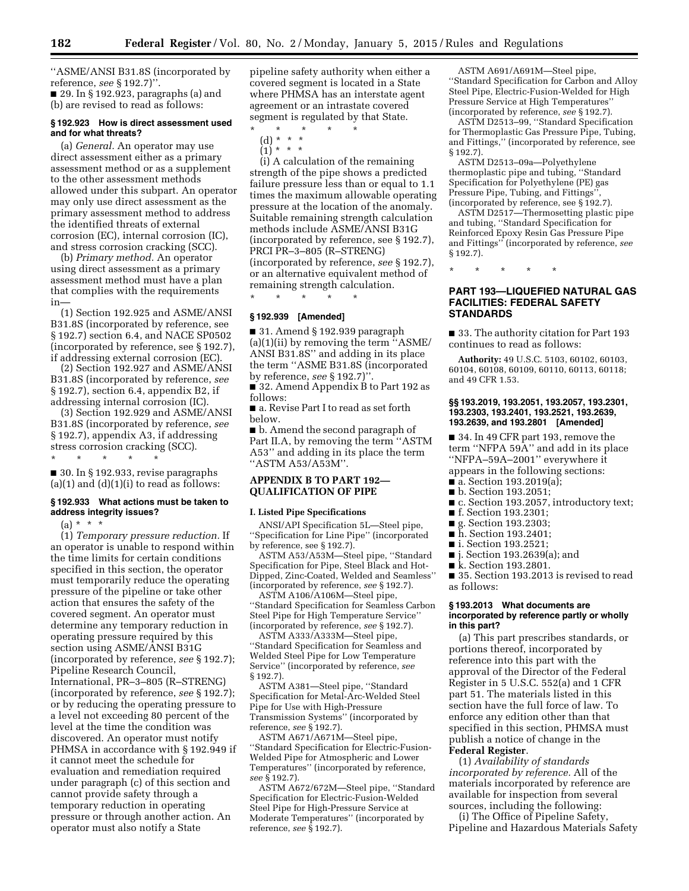''ASME/ANSI B31.8S (incorporated by reference, *see* § 192.7)''.

■ 29. In § 192.923, paragraphs (a) and (b) are revised to read as follows:

### § 192.923 How is direct assessment used and for what threats?

(a) *General.* An operator may use direct assessment either as a primary assessment method or as a supplement to the other assessment methods allowed under this subpart. An operator may only use direct assessment as the primary assessment method to address the identified threats of external corrosion (EC), internal corrosion (IC), and stress corrosion cracking (SCC).

(b) *Primary method.* An operator using direct assessment as a primary assessment method must have a plan that complies with the requirements in—

(1) Section 192.925 and ASME/ANSI B31.8S (incorporated by reference, see § 192.7) section 6.4, and NACE SP0502 (incorporated by reference, see § 192.7), if addressing external corrosion (EC).

(2) Section 192.927 and ASME/ANSI B31.8S (incorporated by reference, *see* § 192.7), section 6.4, appendix B2, if addressing internal corrosion (IC).

(3) Section 192.929 and ASME/ANSI B31.8S (incorporated by reference, *see* § 192.7), appendix A3, if addressing stress corrosion cracking (SCC).

\* \* \* \* \*

■ 30. In § 192.933, revise paragraphs (a)(1) and (d)(1)(i) to read as follows:

### § 192.933 What actions must be taken to address integrity issues?

(a) \* \* \*

(1) *Temporary pressure reduction.* If an operator is unable to respond within the time limits for certain conditions specified in this section, the operator must temporarily reduce the operating pressure of the pipeline or take other action that ensures the safety of the covered segment. An operator must determine any temporary reduction in operating pressure required by this section using ASME/ANSI B31G (incorporated by reference, *see* § 192.7); Pipeline Research Council, International, PR–3–805 (R–STRENG) (incorporated by reference, *see* § 192.7); or by reducing the operating pressure to a level not exceeding 80 percent of the level at the time the condition was discovered. An operator must notify PHMSA in accordance with § 192.949 if it cannot meet the schedule for evaluation and remediation required under paragraph (c) of this section and cannot provide safety through a temporary reduction in operating pressure or through another action. An operator must also notify a State pipeline safety authority when either a covered segment is located in a State where PHMSA has an interstate agent agreement or an intrastate covered segment is regulated by that State.

\* \* \* \* \*

(d) \* \* \*

(1) \* \* \*

(i) A calculation of the remaining strength of the pipe shows a predicted failure pressure less than or equal to 1.1 times the maximum allowable operating pressure at the location of the anomaly. Suitable remaining strength calculation methods include ASME/ANSI B31G (incorporated by reference, see § 192.7), PRCI PR–3–805 (R–STRENG) (incorporated by reference, *see* § 192.7), or an alternative equivalent method of remaining strength calculation.

\* \* \* \* \*

### § 192.939 [Amended]

■ 31. Amend § 192.939 paragraph (a)(1)(ii) by removing the term ''ASME/ANSI B31.8S'' and adding in its place the term ''ASME B31.8S (incorporated by reference, *see* § 192.7)''.

■ 32. Amend Appendix B to Part 192 as follows:

■ a. Revise Part I to read as set forth below.

■ b. Amend the second paragraph of Part II.A, by removing the term ''ASTM A53'' and adding in its place the term ''ASTM A53/A53M''.

## APPENDIX B TO PART 192—QUALIFICATION OF PIPE

#### I. Listed Pipe Specifications

ANSI/API Specification 5L—Steel pipe, ''Specification for Line Pipe'' (incorporated by reference, see § 192.7).

ASTM A53/A53M—Steel pipe, ''Standard Specification for Pipe, Steel Black and Hot-Dipped, Zinc-Coated, Welded and Seamless'' (incorporated by reference, *see* § 192.7).

ASTM A106/A106M—Steel pipe, ''Standard Specification for Seamless Carbon Steel Pipe for High Temperature Service'' (incorporated by reference, *see* § 192.7).

ASTM A333/A333M—Steel pipe, ''Standard Specification for Seamless and Welded Steel Pipe for Low Temperature Service'' (incorporated by reference, *see* § 192.7).

ASTM A381—Steel pipe, ''Standard Specification for Metal-Arc-Welded Steel Pipe for Use with High-Pressure Transmission Systems'' (incorporated by reference, *see* § 192.7).

ASTM A671/A671M—Steel pipe, ''Standard Specification for Electric-Fusion-Welded Pipe for Atmospheric and Lower Temperatures'' (incorporated by reference, *see* § 192.7).

ASTM A672/672M—Steel pipe, ''Standard Specification for Electric-Fusion-Welded Steel Pipe for High-Pressure Service at Moderate Temperatures'' (incorporated by reference, *see* § 192.7).

ASTM A691/A691M—Steel pipe, ''Standard Specification for Carbon and Alloy Steel Pipe, Electric-Fusion-Welded for High Pressure Service at High Temperatures'' (incorporated by reference, *see* § 192.7).

ASTM D2513–99, ''Standard Specification for Thermoplastic Gas Pressure Pipe, Tubing, and Fittings,'' (incorporated by reference, see § 192.7).

ASTM D2513–09a—Polyethylene thermoplastic pipe and tubing, ''Standard Specification for Polyethylene (PE) gas Pressure Pipe, Tubing, and Fittings'', (incorporated by reference, see § 192.7).

ASTM D2517—Thermosetting plastic pipe and tubing, ''Standard Specification for Reinforced Epoxy Resin Gas Pressure Pipe and Fittings'' (incorporated by reference, *see* § 192.7).

\* \* \* \* \*

## PART 193—LIQUEFIED NATURAL GAS FACILITIES: FEDERAL SAFETY STANDARDS

■ 33. The authority citation for Part 193 continues to read as follows:

**Authority:** 49 U.S.C. 5103, 60102, 60103, 60104, 60108, 60109, 60110, 60113, 60118; and 49 CFR 1.53.

### §§ 193.2019, 193.2051, 193.2057, 193.2301, 193.2303, 193.2401, 193.2521, 193.2639, 193.2639, and 193.2801 [Amended]

■ 34. In 49 CFR part 193, remove the term ''NFPA 59A'' and add in its place ''NFPA–59A–2001'' everywhere it appears in the following sections:

■ a. Section 193.2019(a);

■ b. Section 193.2051;

■ c. Section 193.2057, introductory text;

■ f. Section 193.2301;

■ g. Section 193.2303;

■ h. Section 193.2401;

■ i. Section 193.2521;

■ j. Section 193.2639(a); and

■ k. Section 193.2801.

■ 35. Section 193.2013 is revised to read as follows:

### § 193.2013 What documents are incorporated by reference partly or wholly in this part?

(a) This part prescribes standards, or portions thereof, incorporated by reference into this part with the approval of the Director of the Federal Register in 5 U.S.C. 552(a) and 1 CFR part 51. The materials listed in this section have the full force of law. To enforce any edition other than that specified in this section, PHMSA must publish a notice of change in the **Federal Register**.

(1) *Availability of standards incorporated by reference.* All of the materials incorporated by reference are available for inspection from several sources, including the following:

(i) The Office of Pipeline Safety, Pipeline and Hazardous Materials Safety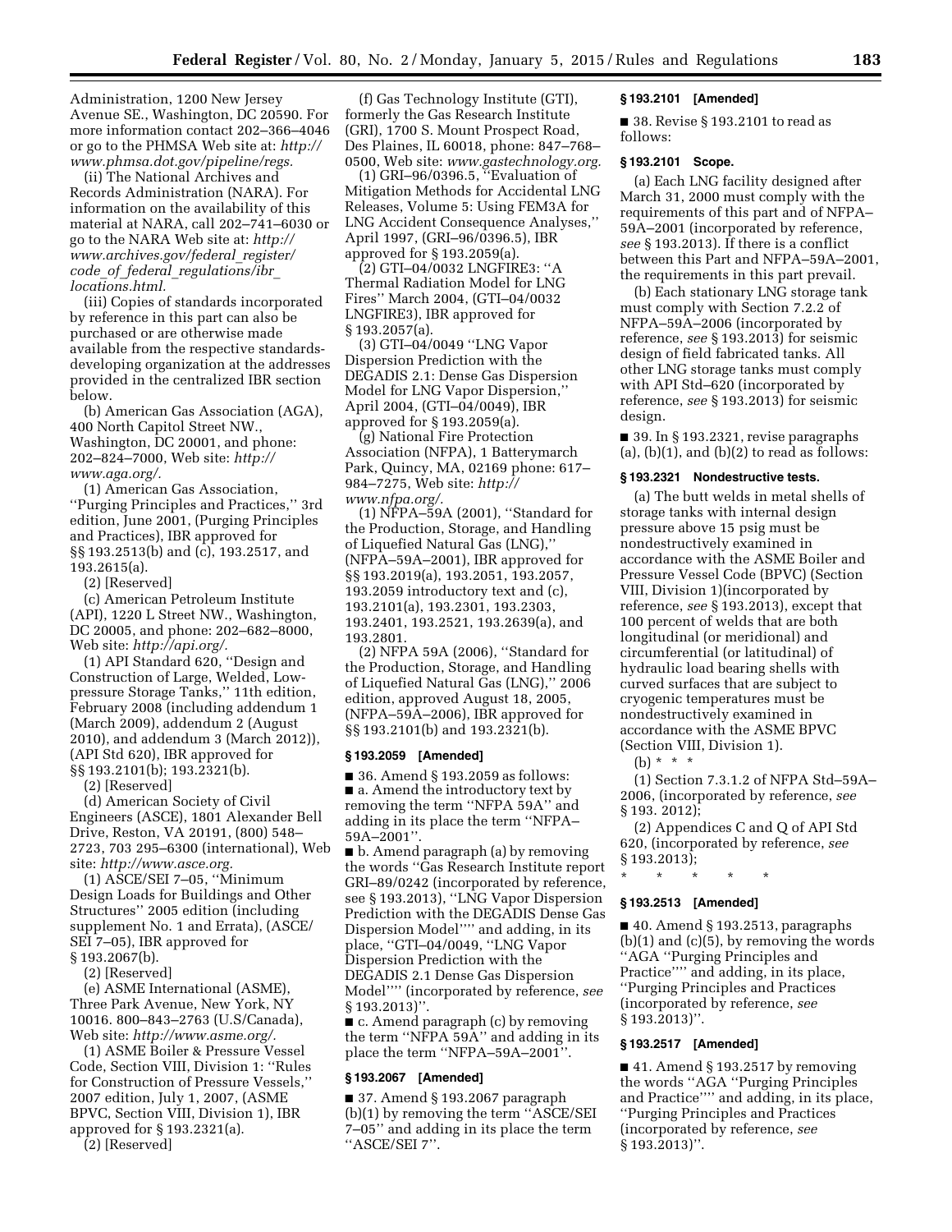Administration, 1200 New Jersey Avenue SE., Washington, DC 20590. For more information contact 202–366–4046 or go to the PHMSA Web site at: *http://www.phmsa.dot.gov/pipeline/regs.*

(ii) The National Archives and Records Administration (NARA). For information on the availability of this material at NARA, call 202–741–6030 or go to the NARA Web site at: *http://www.archives.gov/federal_register/code_of_federal_regulations/ibr_locations.html.*

(iii) Copies of standards incorporated by reference in this part can also be purchased or are otherwise made available from the respective standards-developing organization at the addresses provided in the centralized IBR section below.

(b) American Gas Association (AGA), 400 North Capitol Street NW., Washington, DC 20001, and phone: 202–824–7000, Web site: *http://www.aga.org/.*

(1) American Gas Association, ''Purging Principles and Practices,'' 3rd edition, June 2001, (Purging Principles and Practice), IBR approved for §§ 193.2513(b) and (c), 193.2517, and 193.2615(a).

(2) [Reserved]

(c) American Petroleum Institute (API), 1220 L Street NW., Washington, DC 20005, and phone: 202–682–8000, Web site: *http://api.org/.*

(1) API Standard 620, ''Design and Construction of Large, Welded, Low-pressure Storage Tanks,'' 11th edition, February 2008 (including addendum 1 (March 2009), addendum 2 (August 2010), and addendum 3 (March 2012)), (API Std 620), IBR approved for §§ 193.2101(b); 193.2321(b).

(2) [Reserved]

(d) American Society of Civil Engineers (ASCE), 1801 Alexander Bell Drive, Reston, VA 20191, (800) 548–2723, 703 295–6300 (international), Web site: *http://www.asce.org.*

(1) ASCE/SEI 7–05, ''Minimum Design Loads for Buildings and Other Structures'' 2005 edition (including supplement No. 1 and Errata), (ASCE/SEI 7–05), IBR approved for § 193.2067(b).

(2) [Reserved]

(e) ASME International (ASME), Three Park Avenue, New York, NY 10016. 800–843–2763 (U.S/Canada), Web site: *http://www.asme.org/.*

(1) ASME Boiler & Pressure Vessel Code, Section VIII, Division 1: ''Rules for Construction of Pressure Vessels,'' 2007 edition, July 1, 2007, (ASME BPVC, Section VIII, Division 1), IBR approved for § 193.2321(a).

(2) [Reserved]

(f) Gas Technology Institute (GTI), formerly the Gas Research Institute (GRI), 1700 S. Mount Prospect Road, Des Plaines, IL 60018, phone: 847–768–0500, Web site: *www.gastechnology.org.*

(1) GRI–96/0396.5, ''Evaluation of Mitigation Methods for Accidental LNG Releases, Volume 5: Using FEM3A for LNG Accident Consequence Analyses,'' April 1997, (GRI–96/0396.5), IBR approved for § 193.2059(a).

(2) GTI–04/0032 LNGFIRE3: ''A Thermal Radiation Model for LNG Fires'' March 2004, (GTI–04/0032 LNGFIRE3), IBR approved for § 193.2057(a).

(3) GTI–04/0049 ''LNG Vapor Dispersion Prediction with the DEGADIS 2.1: Dense Gas Dispersion Model for LNG Vapor Dispersion,'' April 2004, (GTI–04/0049), IBR approved for § 193.2059(a).

(g) National Fire Protection Association (NFPA), 1 Batterymarch Park, Quincy, MA, 02169 phone: 617–984–7275, Web site: *http://www.nfpa.org/.*

(1) NFPA–59A (2001), ''Standard for the Production, Storage, and Handling of Liquefied Natural Gas (LNG),'' (NFPA–59A–2001), IBR approved for §§ 193.2019(a), 193.2051, 193.2057, 193.2059 introductory text and (c), 193.2101(a), 193.2301, 193.2303, 193.2401, 193.2521, 193.2639(a), and 193.2801.

(2) NFPA 59A (2006), ''Standard for the Production, Storage, and Handling of Liquefied Natural Gas (LNG),'' 2006 edition, approved August 18, 2005, (NFPA–59A–2006), IBR approved for §§ 193.2101(b) and 193.2321(b).

**§ 193.2059 [Amended]**

■ 36. Amend § 193.2059 as follows:

■ a. Amend the introductory text by removing the term ''NFPA 59A'' and adding in its place the term ''NFPA–59A–2001''.

■ b. Amend paragraph (a) by removing the words ''Gas Research Institute report GRI–89/0242 (incorporated by reference, see § 193.2013), ''LNG Vapor Dispersion Prediction with the DEGADIS Dense Gas Dispersion Model'''' and adding, in its place, ''GTI–04/0049, ''LNG Vapor Dispersion Prediction with the DEGADIS 2.1 Dense Gas Dispersion Model'''' (incorporated by reference, *see* § 193.2013)''.

■ c. Amend paragraph (c) by removing the term ''NFPA 59A'' and adding in its place the term ''NFPA–59A–2001''.

**§ 193.2067 [Amended]**

■ 37. Amend § 193.2067 paragraph (b)(1) by removing the term ''ASCE/SEI 7–05'' and adding in its place the term ''ASCE/SEI 7''.

**§ 193.2101 [Amended]**

■ 38. Revise § 193.2101 to read as follows:

**§ 193.2101 Scope.**

(a) Each LNG facility designed after March 31, 2000 must comply with the requirements of this part and of NFPA–59A–2001 (incorporated by reference, *see* § 193.2013). If there is a conflict between this Part and NFPA–59A–2001, the requirements in this part prevail.

(b) Each stationary LNG storage tank must comply with Section 7.2.2 of NFPA–59A–2006 (incorporated by reference, *see* § 193.2013) for seismic design of field fabricated tanks. All other LNG storage tanks must comply with API Std–620 (incorporated by reference, *see* § 193.2013) for seismic design.

■ 39. In § 193.2321, revise paragraphs (a), (b)(1), and (b)(2) to read as follows:

**§ 193.2321 Nondestructive tests.**

(a) The butt welds in metal shells of storage tanks with internal design pressure above 15 psig must be nondestructively examined in accordance with the ASME Boiler and Pressure Vessel Code (BPVC) (Section VIII, Division 1)(incorporated by reference, *see* § 193.2013), except that 100 percent of welds that are both longitudinal (or meridional) and circumferential (or latitudinal) of hydraulic load bearing shells with curved surfaces that are subject to cryogenic temperatures must be nondestructively examined in accordance with the ASME BPVC (Section VIII, Division 1).

(b) * * *

(1) Section 7.3.1.2 of NFPA Std–59A–2006, (incorporated by reference, *see* § 193. 2012);

(2) Appendices C and Q of API Std 620, (incorporated by reference, *see* § 193.2013);

\* \* \* \* \*

**§ 193.2513 [Amended]**

■ 40. Amend § 193.2513, paragraphs (b)(1) and (c)(5), by removing the words ''AGA ''Purging Principles and Practice'''' and adding, in its place, ''Purging Principles and Practices (incorporated by reference, *see* § 193.2013)''.

**§ 193.2517 [Amended]**

■ 41. Amend § 193.2517 by removing the words ''AGA ''Purging Principles and Practice'''' and adding, in its place, ''Purging Principles and Practices (incorporated by reference, *see* § 193.2013)''.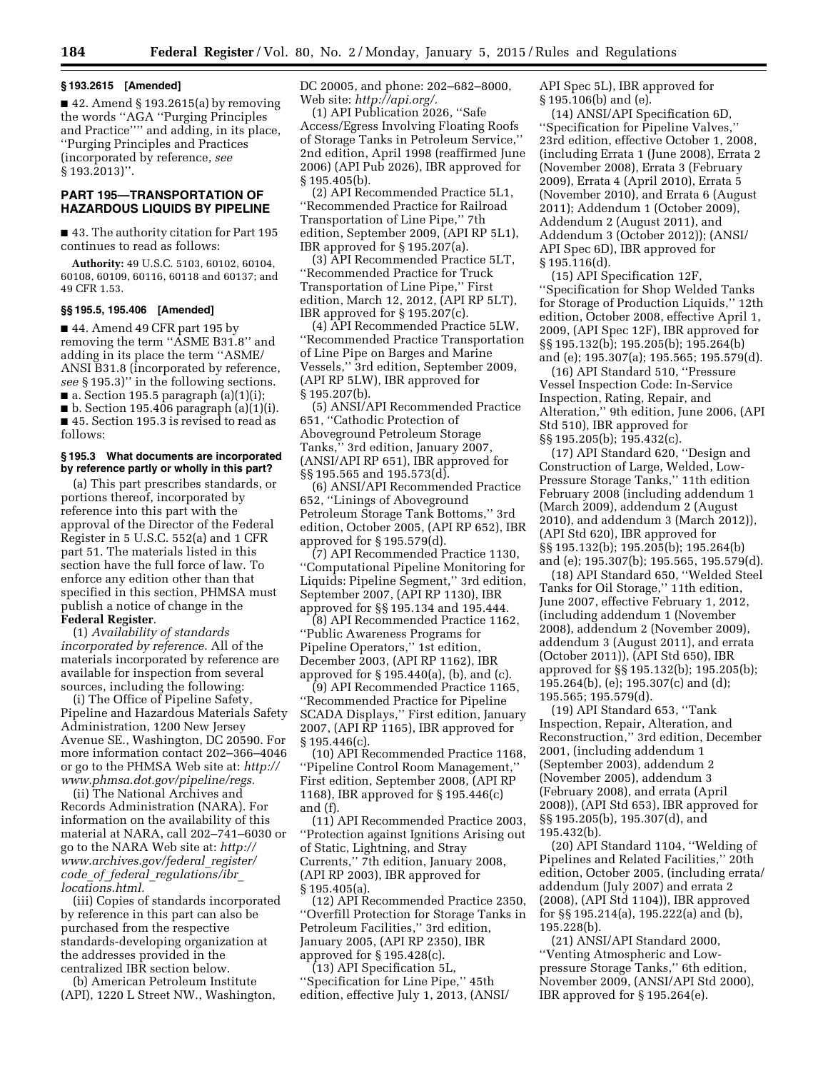### § 193.2615 [Amended]

■ 42. Amend § 193.2615(a) by removing the words ''AGA ''Purging Principles and Practice'''' and adding, in its place, ''Purging Principles and Practices (incorporated by reference, *see* § 193.2013)''.

## PART 195—TRANSPORTATION OF HAZARDOUS LIQUIDS BY PIPELINE

■ 43. The authority citation for Part 195 continues to read as follows:

**Authority:** 49 U.S.C. 5103, 60102, 60104, 60108, 60109, 60116, 60118 and 60137; and 49 CFR 1.53.

### §§ 195.5, 195.406 [Amended]

■ 44. Amend 49 CFR part 195 by removing the term ''ASME B31.8'' and adding in its place the term ''ASME/ANSI B31.8 (incorporated by reference, *see* § 195.3)'' in the following sections.

■ a. Section 195.5 paragraph (a)(1)(i);

■ b. Section 195.406 paragraph (a)(1)(i).

■ 45. Section 195.3 is revised to read as follows:

### § 195.3 What documents are incorporated by reference partly or wholly in this part?

(a) This part prescribes standards, or portions thereof, incorporated by reference into this part with the approval of the Director of the Federal Register in 5 U.S.C. 552(a) and 1 CFR part 51. The materials listed in this section have the full force of law. To enforce any edition other than that specified in this section, PHMSA must publish a notice of change in the **Federal Register**.

(1) *Availability of standards incorporated by reference.* All of the materials incorporated by reference are available for inspection from several sources, including the following:

(i) The Office of Pipeline Safety, Pipeline and Hazardous Materials Safety Administration, 1200 New Jersey Avenue SE., Washington, DC 20590. For more information contact 202–366–4046 or go to the PHMSA Web site at: *http://www.phmsa.dot.gov/pipeline/regs.*

(ii) The National Archives and Records Administration (NARA). For information on the availability of this material at NARA, call 202–741–6030 or go to the NARA Web site at: *http://www.archives.gov/federal_register/code_of_federal_regulations/ibr_locations.html.*

(iii) Copies of standards incorporated by reference in this part can also be purchased from the respective standards-developing organization at the addresses provided in the centralized IBR section below.

(b) American Petroleum Institute (API), 1220 L Street NW., Washington, DC 20005, and phone: 202–682–8000, Web site: *http://api.org/.*

(1) API Publication 2026, ''Safe Access/Egress Involving Floating Roofs of Storage Tanks in Petroleum Service,'' 2nd edition, April 1998 (reaffirmed June 2006) (API Pub 2026), IBR approved for § 195.405(b).

(2) API Recommended Practice 5L1, ''Recommended Practice for Railroad Transportation of Line Pipe,'' 7th edition, September 2009, (API RP 5L1), IBR approved for § 195.207(a).

(3) API Recommended Practice 5LT, ''Recommended Practice for Truck Transportation of Line Pipe,'' First edition, March 12, 2012, (API RP 5LT), IBR approved for § 195.207(c).

(4) API Recommended Practice 5LW, ''Recommended Practice Transportation of Line Pipe on Barges and Marine Vessels,'' 3rd edition, September 2009, (API RP 5LW), IBR approved for § 195.207(b).

(5) ANSI/API Recommended Practice 651, ''Cathodic Protection of Aboveground Petroleum Storage Tanks,'' 3rd edition, January 2007, (ANSI/API RP 651), IBR approved for §§ 195.565 and 195.573(d).

(6) ANSI/API Recommended Practice 652, ''Linings of Aboveground Petroleum Storage Tank Bottoms,'' 3rd edition, October 2005, (API RP 652), IBR approved for § 195.579(d).

(7) API Recommended Practice 1130, ''Computational Pipeline Monitoring for Liquids: Pipeline Segment,'' 3rd edition, September 2007, (API RP 1130), IBR approved for §§ 195.134 and 195.444.

(8) API Recommended Practice 1162, ''Public Awareness Programs for Pipeline Operators,'' 1st edition, December 2003, (API RP 1162), IBR approved for § 195.440(a), (b), and (c).

(9) API Recommended Practice 1165, ''Recommended Practice for Pipeline SCADA Displays,'' First edition, January 2007, (API RP 1165), IBR approved for § 195.446(c).

(10) API Recommended Practice 1168, ''Pipeline Control Room Management,'' First edition, September 2008, (API RP 1168), IBR approved for § 195.446(c) and (f).

(11) API Recommended Practice 2003, ''Protection against Ignitions Arising out of Static, Lightning, and Stray Currents,'' 7th edition, January 2008, (API RP 2003), IBR approved for § 195.405(a).

(12) API Recommended Practice 2350, ''Overfill Protection for Storage Tanks in Petroleum Facilities,'' 3rd edition, January 2005, (API RP 2350), IBR approved for § 195.428(c).

(13) API Specification 5L, ''Specification for Line Pipe,'' 45th edition, effective July 1, 2013, (ANSI/API Spec 5L), IBR approved for § 195.106(b) and (e).

(14) ANSI/API Specification 6D, ''Specification for Pipeline Valves,'' 23rd edition, effective October 1, 2008, (including Errata 1 (June 2008), Errata 2 (November 2008), Errata 3 (February 2009), Errata 4 (April 2010), Errata 5 (November 2010), and Errata 6 (August 2011); Addendum 1 (October 2009), Addendum 2 (August 2011), and Addendum 3 (October 2012)); (ANSI/API Spec 6D), IBR approved for § 195.116(d).

(15) API Specification 12F, ''Specification for Shop Welded Tanks for Storage of Production Liquids,'' 12th edition, October 2008, effective April 1, 2009, (API Spec 12F), IBR approved for §§ 195.132(b); 195.205(b); 195.264(b) and (e); 195.307(a); 195.565; 195.579(d).

(16) API Standard 510, ''Pressure Vessel Inspection Code: In-Service Inspection, Rating, Repair, and Alteration,'' 9th edition, June 2006, (API Std 510), IBR approved for §§ 195.205(b); 195.432(c).

(17) API Standard 620, ''Design and Construction of Large, Welded, Low-Pressure Storage Tanks,'' 11th edition February 2008 (including addendum 1 (March 2009), addendum 2 (August 2010), and addendum 3 (March 2012)), (API Std 620), IBR approved for §§ 195.132(b); 195.205(b); 195.264(b) and (e); 195.307(b); 195.565, 195.579(d).

(18) API Standard 650, ''Welded Steel Tanks for Oil Storage,'' 11th edition, June 2007, effective February 1, 2012, (including addendum 1 (November 2008), addendum 2 (November 2009), addendum 3 (August 2011), and errata (October 2011)), (API Std 650), IBR approved for §§ 195.132(b); 195.205(b); 195.264(b), (e); 195.307(c) and (d); 195.565; 195.579(d).

(19) API Standard 653, ''Tank Inspection, Repair, Alteration, and Reconstruction,'' 3rd edition, December 2001, (including addendum 1 (September 2003), addendum 2 (November 2005), addendum 3 (February 2008), and errata (April 2008)), (API Std 653), IBR approved for §§ 195.205(b), 195.307(d), and 195.432(b).

(20) API Standard 1104, ''Welding of Pipelines and Related Facilities,'' 20th edition, October 2005, (including errata/addendum (July 2007) and errata 2 (2008), (API Std 1104)), IBR approved for §§ 195.214(a), 195.222(a) and (b), 195.228(b).

(21) ANSI/API Standard 2000, ''Venting Atmospheric and Low-pressure Storage Tanks,'' 6th edition, November 2009, (ANSI/API Std 2000), IBR approved for § 195.264(e).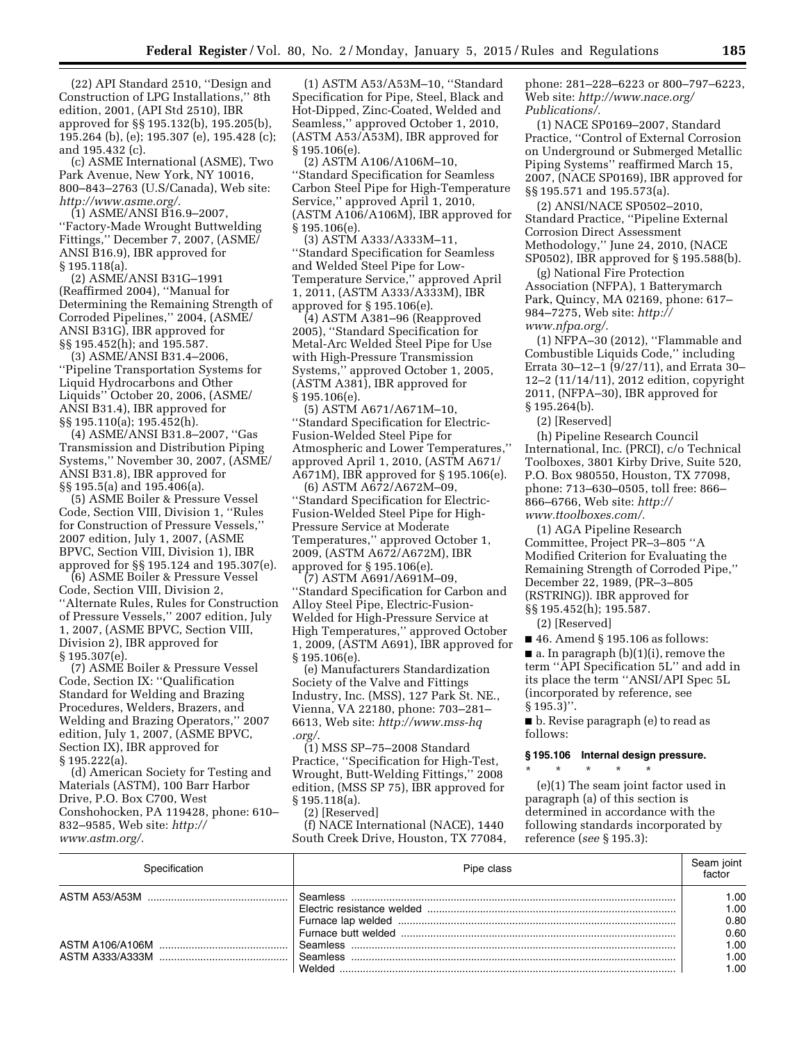(22) API Standard 2510, ''Design and Construction of LPG Installations,'' 8th edition, 2001, (API Std 2510), IBR approved for §§ 195.132(b), 195.205(b), 195.264 (b), (e); 195.307 (e), 195.428 (c); and 195.432 (c).

(c) ASME International (ASME), Two Park Avenue, New York, NY 10016, 800–843–2763 (U.S/Canada), Web site: *http://www.asme.org/*.

(1) ASME/ANSI B16.9–2007, ''Factory-Made Wrought Buttwelding Fittings,'' December 7, 2007, (ASME/ANSI B16.9), IBR approved for § 195.118(a).

(2) ASME/ANSI B31G–1991 (Reaffirmed 2004), ''Manual for Determining the Remaining Strength of Corroded Pipelines,'' 2004, (ASME/ANSI B31G), IBR approved for §§ 195.452(h); and 195.587.

(3) ASME/ANSI B31.4–2006, ''Pipeline Transportation Systems for Liquid Hydrocarbons and Other Liquids'' October 20, 2006, (ASME/ANSI B31.4), IBR approved for §§ 195.110(a); 195.452(h).

(4) ASME/ANSI B31.8–2007, ''Gas Transmission and Distribution Piping Systems,'' November 30, 2007, (ASME/ANSI B31.8), IBR approved for §§ 195.5(a) and 195.406(a).

(5) ASME Boiler & Pressure Vessel Code, Section VIII, Division 1, ''Rules for Construction of Pressure Vessels,'' 2007 edition, July 1, 2007, (ASME BPVC, Section VIII, Division 1), IBR approved for §§ 195.124 and 195.307(e).

(6) ASME Boiler & Pressure Vessel Code, Section VIII, Division 2, ''Alternate Rules, Rules for Construction of Pressure Vessels,'' 2007 edition, July 1, 2007, (ASME BPVC, Section VIII, Division 2), IBR approved for § 195.307(e).

(7) ASME Boiler & Pressure Vessel Code, Section IX: ''Qualification Standard for Welding and Brazing Procedures, Welders, Brazers, and Welding and Brazing Operators,'' 2007 edition, July 1, 2007, (ASME BPVC, Section IX), IBR approved for § 195.222(a).

(d) American Society for Testing and Materials (ASTM), 100 Barr Harbor Drive, P.O. Box C700, West Conshohocken, PA 119428, phone: 610–832–9585, Web site: *http://www.astm.org/*.

(1) ASTM A53/A53M–10, ''Standard Specification for Pipe, Steel, Black and Hot-Dipped, Zinc-Coated, Welded and Seamless,'' approved October 1, 2010, (ASTM A53/A53M), IBR approved for § 195.106(e).

(2) ASTM A106/A106M–10, ''Standard Specification for Seamless Carbon Steel Pipe for High-Temperature Service,'' approved April 1, 2010, (ASTM A106/A106M), IBR approved for § 195.106(e).

(3) ASTM A333/A333M–11, ''Standard Specification for Seamless and Welded Steel Pipe for Low-Temperature Service,'' approved April 1, 2011, (ASTM A333/A333M), IBR approved for § 195.106(e).

(4) ASTM A381–96 (Reapproved 2005), ''Standard Specification for Metal-Arc Welded Steel Pipe for Use with High-Pressure Transmission Systems,'' approved October 1, 2005, (ASTM A381), IBR approved for § 195.106(e).

(5) ASTM A671/A671M–10, ''Standard Specification for Electric-Fusion-Welded Steel Pipe for Atmospheric and Lower Temperatures,'' approved April 1, 2010, (ASTM A671/A671M), IBR approved for § 195.106(e).

(6) ASTM A672/A672M–09, ''Standard Specification for Electric-Fusion-Welded Steel Pipe for High-Pressure Service at Moderate Temperatures,'' approved October 1, 2009, (ASTM A672/A672M), IBR approved for § 195.106(e).

(7) ASTM A691/A691M–09, ''Standard Specification for Carbon and Alloy Steel Pipe, Electric-Fusion-Welded for High-Pressure Service at High Temperatures,'' approved October 1, 2009, (ASTM A691), IBR approved for § 195.106(e).

(e) Manufacturers Standardization Society of the Valve and Fittings Industry, Inc. (MSS), 127 Park St. NE., Vienna, VA 22180, phone: 703–281–6613, Web site: *http://www.mss-hq.org/*.

(1) MSS SP–75–2008 Standard Practice, ''Specification for High-Test, Wrought, Butt-Welding Fittings,'' 2008 edition, (MSS SP 75), IBR approved for § 195.118(a).

(2) [Reserved]

(f) NACE International (NACE), 1440 South Creek Drive, Houston, TX 77084, phone: 281–228–6223 or 800–797–6223, Web site: *http://www.nace.org/Publications/*.

(1) NACE SP0169–2007, Standard Practice, ''Control of External Corrosion on Underground or Submerged Metallic Piping Systems'' reaffirmed March 15, 2007, (NACE SP0169), IBR approved for §§ 195.571 and 195.573(a).

(2) ANSI/NACE SP0502–2010, Standard Practice, ''Pipeline External Corrosion Direct Assessment Methodology,'' June 24, 2010, (NACE SP0502), IBR approved for § 195.588(b).

(g) National Fire Protection Association (NFPA), 1 Batterymarch Park, Quincy, MA 02169, phone: 617–984–7275, Web site: *http://www.nfpa.org/*.

(1) NFPA–30 (2012), ''Flammable and Combustible Liquids Code,'' including Errata 30–12–1 (9/27/11), and Errata 30–12–2 (11/14/11), 2012 edition, copyright 2011, (NFPA–30), IBR approved for § 195.264(b).

(2) [Reserved]

(h) Pipeline Research Council International, Inc. (PRCI), c/o Technical Toolboxes, 3801 Kirby Drive, Suite 520, P.O. Box 980550, Houston, TX 77098, phone: 713–630–0505, toll free: 866–866–6766, Web site: *http://www.ttoolboxes.com/*.

(1) AGA Pipeline Research Committee, Project PR–3–805 ''A Modified Criterion for Evaluating the Remaining Strength of Corroded Pipe,'' December 22, 1989, (PR–3–805 (RSTRING)). IBR approved for §§ 195.452(h); 195.587.

(2) [Reserved]

■ 46. Amend § 195.106 as follows:

■ a. In paragraph (b)(1)(i), remove the term ''API Specification 5L'' and add in its place the term ''ANSI/API Spec 5L (incorporated by reference, see § 195.3)''.

■ b. Revise paragraph (e) to read as follows:

### § 195.106 Internal design pressure.

\* \* \* \* \*

(e)(1) The seam joint factor used in paragraph (a) of this section is determined in accordance with the following standards incorporated by reference (*see* § 195.3):

| Specification | Pipe class | Seam joint factor |
|---|---|---|
| ASTM A53/A53M | Seamless | 1.00 |
| | Electric resistance welded | 1.00 |
| | Furnace lap welded | 0.80 |
| | Furnace butt welded | 0.60 |
| ASTM A106/A106M | Seamless | 1.00 |
| ASTM A333/A333M | Seamless | 1.00 |
| | Welded | 1.00 |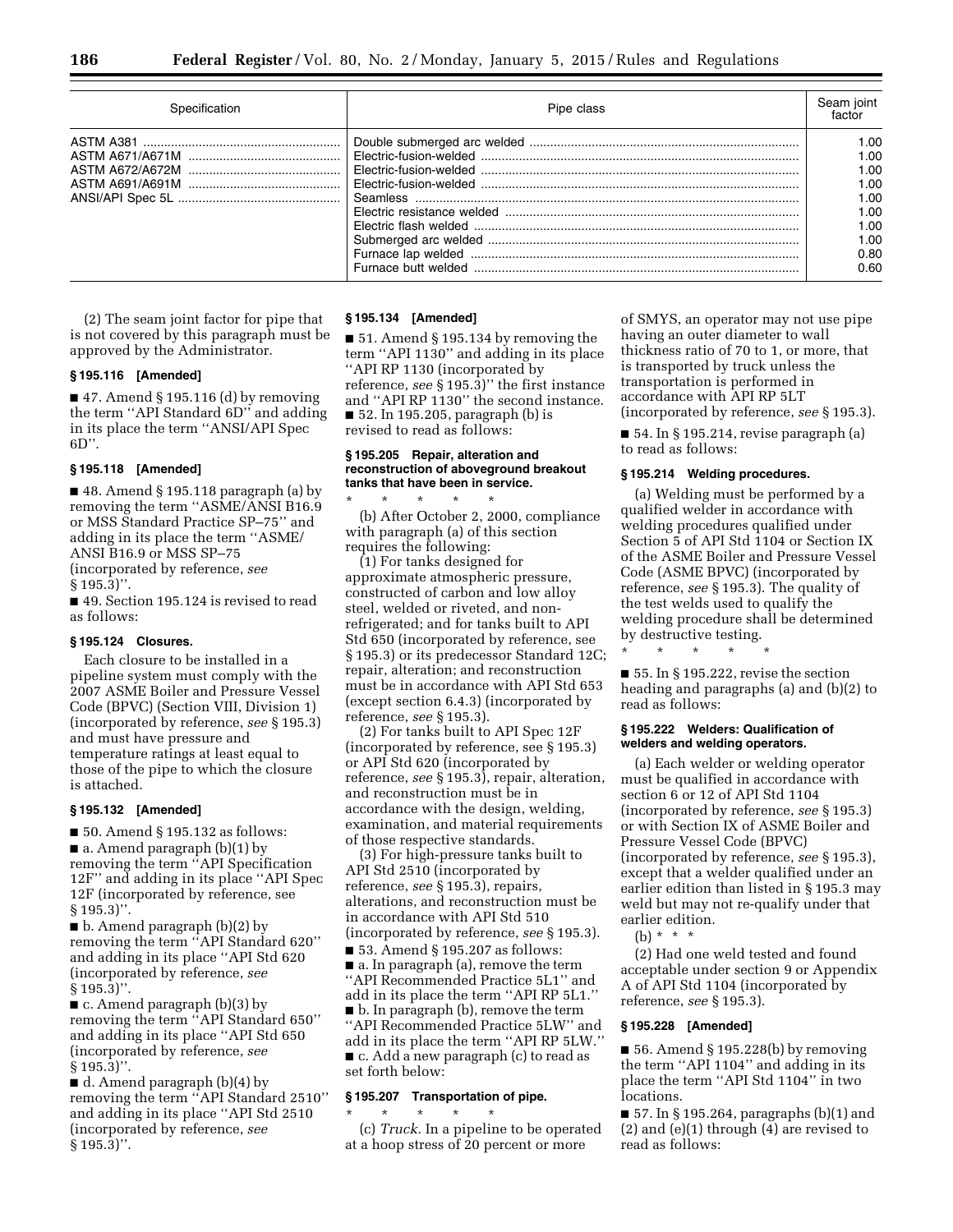| Specification | Pipe class | Seam joint factor |
|---|---|---|
| ASTM A381 | Double submerged arc welded | 1.00 |
| ASTM A671/A671M | Electric-fusion-welded | 1.00 |
| ASTM A672/A672M | Electric-fusion-welded | 1.00 |
| ASTM A691/A691M | Electric-fusion-welded | 1.00 |
| ANSI/API Spec 5L | Seamless | 1.00 |
| | Electric resistance welded | 1.00 |
| | Electric flash welded | 1.00 |
| | Submerged arc welded | 1.00 |
| | Furnace lap welded | 0.80 |
| | Furnace butt welded | 0.60 |

(2) The seam joint factor for pipe that is not covered by this paragraph must be approved by the Administrator.

### § 195.116 [Amended]

■ 47. Amend § 195.116 (d) by removing the term ''API Standard 6D'' and adding in its place the term ''ANSI/API Spec 6D''.

### § 195.118 [Amended]

■ 48. Amend § 195.118 paragraph (a) by removing the term ''ASME/ANSI B16.9 or MSS Standard Practice SP–75'' and adding in its place the term ''ASME/ANSI B16.9 or MSS SP–75 (incorporated by reference, *see* § 195.3)''.

■ 49. Section 195.124 is revised to read as follows:

### § 195.124 Closures.

Each closure to be installed in a pipeline system must comply with the 2007 ASME Boiler and Pressure Vessel Code (BPVC) (Section VIII, Division 1) (incorporated by reference, *see* § 195.3) and must have pressure and temperature ratings at least equal to those of the pipe to which the closure is attached.

### § 195.132 [Amended]

■ 50. Amend § 195.132 as follows:

■ a. Amend paragraph (b)(1) by removing the term ''API Specification 12F'' and adding in its place ''API Spec 12F (incorporated by reference, see § 195.3)''.

■ b. Amend paragraph (b)(2) by removing the term ''API Standard 620'' and adding in its place ''API Std 620 (incorporated by reference, *see* § 195.3)''.

■ c. Amend paragraph (b)(3) by removing the term ''API Standard 650'' and adding in its place ''API Std 650 (incorporated by reference, *see* § 195.3)''.

■ d. Amend paragraph (b)(4) by removing the term ''API Standard 2510'' and adding in its place ''API Std 2510 (incorporated by reference, *see* § 195.3)''.

### § 195.134 [Amended]

■ 51. Amend § 195.134 by removing the term ''API 1130'' and adding in its place ''API RP 1130 (incorporated by reference, *see* § 195.3)'' the first instance and ''API RP 1130'' the second instance.

■ 52. In 195.205, paragraph (b) is revised to read as follows:

### § 195.205 Repair, alteration and reconstruction of aboveground breakout tanks that have been in service.

\* \* \* \* \*

(b) After October 2, 2000, compliance with paragraph (a) of this section requires the following:

(1) For tanks designed for approximate atmospheric pressure, constructed of carbon and low alloy steel, welded or riveted, and non-refrigerated; and for tanks built to API Std 650 (incorporated by reference, see § 195.3) or its predecessor Standard 12C; repair, alteration; and reconstruction must be in accordance with API Std 653 (except section 6.4.3) (incorporated by reference, *see* § 195.3).

(2) For tanks built to API Spec 12F (incorporated by reference, see § 195.3) or API Std 620 (incorporated by reference, *see* § 195.3), repair, alteration, and reconstruction must be in accordance with the design, welding, examination, and material requirements of those respective standards.

(3) For high-pressure tanks built to API Std 2510 (incorporated by reference, *see* § 195.3), repairs, alterations, and reconstruction must be in accordance with API Std 510 (incorporated by reference, *see* § 195.3).

■ 53. Amend § 195.207 as follows:

■ a. In paragraph (a), remove the term ''API Recommended Practice 5L1'' and add in its place the term ''API RP 5L1.''

■ b. In paragraph (b), remove the term ''API Recommended Practice 5LW'' and add in its place the term ''API RP 5LW.''

■ c. Add a new paragraph (c) to read as set forth below:

### § 195.207 Transportation of pipe.

\* \* \* \* \*

(c) *Truck.* In a pipeline to be operated at a hoop stress of 20 percent or more of SMYS, an operator may not use pipe having an outer diameter to wall thickness ratio of 70 to 1, or more, that is transported by truck unless the transportation is performed in accordance with API RP 5LT (incorporated by reference, *see* § 195.3).

■ 54. In § 195.214, revise paragraph (a) to read as follows:

### § 195.214 Welding procedures.

(a) Welding must be performed by a qualified welder in accordance with welding procedures qualified under Section 5 of API Std 1104 or Section IX of the ASME Boiler and Pressure Vessel Code (ASME BPVC) (incorporated by reference, *see* § 195.3). The quality of the test welds used to qualify the welding procedure shall be determined by destructive testing.

\* \* \* \* \*

■ 55. In § 195.222, revise the section heading and paragraphs (a) and (b)(2) to read as follows:

### § 195.222 Welders: Qualification of welders and welding operators.

(a) Each welder or welding operator must be qualified in accordance with section 6 or 12 of API Std 1104 (incorporated by reference, *see* § 195.3) or with Section IX of ASME Boiler and Pressure Vessel Code (BPVC) (incorporated by reference, *see* § 195.3), except that a welder qualified under an earlier edition than listed in § 195.3 may weld but may not re-qualify under that earlier edition.

(b) \* \* \*

(2) Had one weld tested and found acceptable under section 9 or Appendix A of API Std 1104 (incorporated by reference, *see* § 195.3).

### § 195.228 [Amended]

■ 56. Amend § 195.228(b) by removing the term ''API 1104'' and adding in its place the term ''API Std 1104'' in two locations.

■ 57. In § 195.264, paragraphs (b)(1) and (2) and (e)(1) through (4) are revised to read as follows: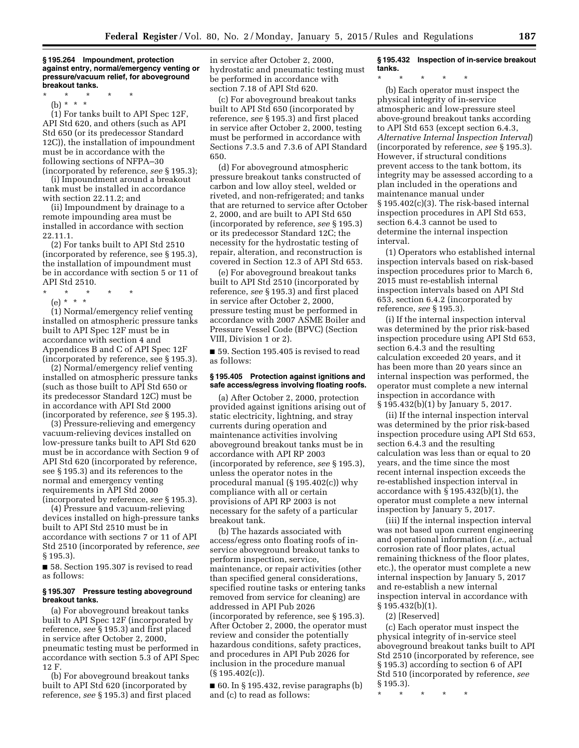**§ 195.264 Impoundment, protection against entry, normal/emergency venting or pressure/vacuum relief, for aboveground breakout tanks.**

\* \* \* \* \*

(b) \* \* \*

(1) For tanks built to API Spec 12F, API Std 620, and others (such as API Std 650 (or its predecessor Standard 12C)), the installation of impoundment must be in accordance with the following sections of NFPA–30 (incorporated by reference, *see* § 195.3);

(i) Impoundment around a breakout tank must be installed in accordance with section 22.11.2; and

(ii) Impoundment by drainage to a remote impounding area must be installed in accordance with section 22.11.1.

(2) For tanks built to API Std 2510 (incorporated by reference, see § 195.3), the installation of impoundment must be in accordance with section 5 or 11 of API Std 2510.

\* \* \* \* \*

(e) \* \* \*

(1) Normal/emergency relief venting installed on atmospheric pressure tanks built to API Spec 12F must be in accordance with section 4 and Appendices B and C of API Spec 12F (incorporated by reference, see § 195.3).

(2) Normal/emergency relief venting installed on atmospheric pressure tanks (such as those built to API Std 650 or its predecessor Standard 12C) must be in accordance with API Std 2000 (incorporated by reference, *see* § 195.3).

(3) Pressure-relieving and emergency vacuum-relieving devices installed on low-pressure tanks built to API Std 620 must be in accordance with Section 9 of API Std 620 (incorporated by reference, see § 195.3) and its references to the normal and emergency venting requirements in API Std 2000 (incorporated by reference, *see* § 195.3).

(4) Pressure and vacuum-relieving devices installed on high-pressure tanks built to API Std 2510 must be in accordance with sections 7 or 11 of API Std 2510 (incorporated by reference, *see* § 195.3).

■ 58. Section 195.307 is revised to read as follows:

**§ 195.307 Pressure testing aboveground breakout tanks.**

(a) For aboveground breakout tanks built to API Spec 12F (incorporated by reference, *see* § 195.3) and first placed in service after October 2, 2000, pneumatic testing must be performed in accordance with section 5.3 of API Spec 12 F.

(b) For aboveground breakout tanks built to API Std 620 (incorporated by reference, *see* § 195.3) and first placed in service after October 2, 2000, hydrostatic and pneumatic testing must be performed in accordance with section 7.18 of API Std 620.

(c) For aboveground breakout tanks built to API Std 650 (incorporated by reference, *see* § 195.3) and first placed in service after October 2, 2000, testing must be performed in accordance with Sections 7.3.5 and 7.3.6 of API Standard 650.

(d) For aboveground atmospheric pressure breakout tanks constructed of carbon and low alloy steel, welded or riveted, and non-refrigerated; and tanks that are returned to service after October 2, 2000, and are built to API Std 650 (incorporated by reference, *see* § 195.3) or its predecessor Standard 12C; the necessity for the hydrostatic testing of repair, alteration, and reconstruction is covered in Section 12.3 of API Std 653.

(e) For aboveground breakout tanks built to API Std 2510 (incorporated by reference, *see* § 195.3) and first placed in service after October 2, 2000, pressure testing must be performed in accordance with 2007 ASME Boiler and Pressure Vessel Code (BPVC) (Section VIII, Division 1 or 2).

■ 59. Section 195.405 is revised to read as follows:

**§ 195.405 Protection against ignitions and safe access/egress involving floating roofs.**

(a) After October 2, 2000, protection provided against ignitions arising out of static electricity, lightning, and stray currents during operation and maintenance activities involving aboveground breakout tanks must be in accordance with API RP 2003 (incorporated by reference, *see* § 195.3), unless the operator notes in the procedural manual (§ 195.402(c)) why compliance with all or certain provisions of API RP 2003 is not necessary for the safety of a particular breakout tank.

(b) The hazards associated with access/egress onto floating roofs of in-service aboveground breakout tanks to perform inspection, service, maintenance, or repair activities (other than specified general considerations, specified routine tasks or entering tanks removed from service for cleaning) are addressed in API Pub 2026 (incorporated by reference, see § 195.3). After October 2, 2000, the operator must review and consider the potentially hazardous conditions, safety practices, and procedures in API Pub 2026 for inclusion in the procedure manual (§ 195.402(c)).

■ 60. In § 195.432, revise paragraphs (b) and (c) to read as follows:

**§ 195.432 Inspection of in-service breakout tanks.**

\* \* \* \* \*

(b) Each operator must inspect the physical integrity of in-service atmospheric and low-pressure steel above-ground breakout tanks according to API Std 653 (except section 6.4.3, *Alternative Internal Inspection Interval*) (incorporated by reference, *see* § 195.3). However, if structural conditions prevent access to the tank bottom, its integrity may be assessed according to a plan included in the operations and maintenance manual under § 195.402(c)(3). The risk-based internal inspection procedures in API Std 653, section 6.4.3 cannot be used to determine the internal inspection interval.

(1) Operators who established internal inspection intervals based on risk-based inspection procedures prior to March 6, 2015 must re-establish internal inspection intervals based on API Std 653, section 6.4.2 (incorporated by reference, *see* § 195.3).

(i) If the internal inspection interval was determined by the prior risk-based inspection procedure using API Std 653, section 6.4.3 and the resulting calculation exceeded 20 years, and it has been more than 20 years since an internal inspection was performed, the operator must complete a new internal inspection in accordance with § 195.432(b)(1) by January 5, 2017.

(ii) If the internal inspection interval was determined by the prior risk-based inspection procedure using API Std 653, section 6.4.3 and the resulting calculation was less than or equal to 20 years, and the time since the most recent internal inspection exceeds the re-established inspection interval in accordance with § 195.432(b)(1), the operator must complete a new internal inspection by January 5, 2017.

(iii) If the internal inspection interval was not based upon current engineering and operational information (*i.e.,* actual corrosion rate of floor plates, actual remaining thickness of the floor plates, etc.), the operator must complete a new internal inspection by January 5, 2017 and re-establish a new internal inspection interval in accordance with § 195.432(b)(1).

(2) [Reserved]

(c) Each operator must inspect the physical integrity of in-service steel aboveground breakout tanks built to API Std 2510 (incorporated by reference, see § 195.3) according to section 6 of API Std 510 (incorporated by reference, *see* § 195.3).

\* \* \* \* \*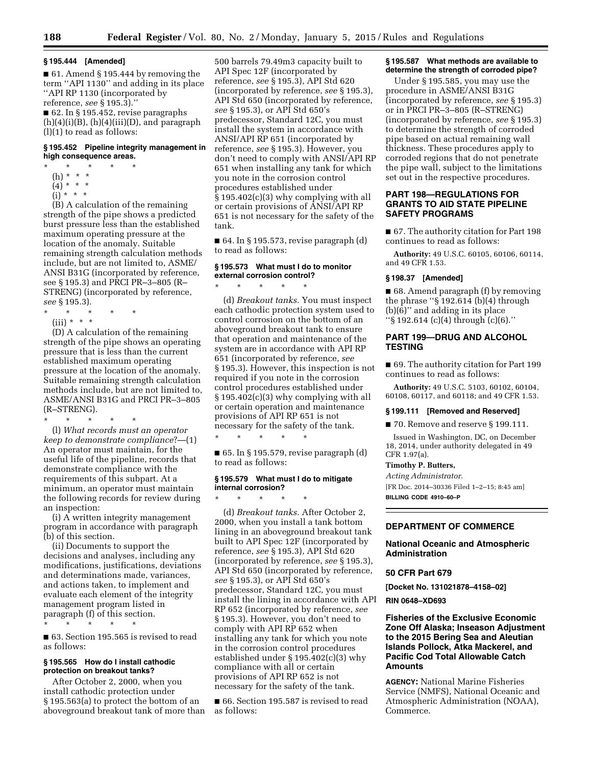### § 195.444 [Amended]

■ 61. Amend § 195.444 by removing the term ''API 1130'' and adding in its place ''API RP 1130 (incorporated by reference, *see* § 195.3).''

■ 62. In § 195.452, revise paragraphs (h)(4)(i)(B), (h)(4)(iii)(D), and paragraph (l)(1) to read as follows:

### § 195.452 Pipeline integrity management in high consequence areas.

\* \* \* \* \*

(h) \* \* \*

(4) \* \* \*

(i) \* \* \*

(B) A calculation of the remaining strength of the pipe shows a predicted burst pressure less than the established maximum operating pressure at the location of the anomaly. Suitable remaining strength calculation methods include, but are not limited to, ASME/ANSI B31G (incorporated by reference, see § 195.3) and PRCI PR–3–805 (R–STRENG) (incorporated by reference, *see* § 195.3).

\* \* \* \* \*

(iii) \* \* \*

(D) A calculation of the remaining strength of the pipe shows an operating pressure that is less than the current established maximum operating pressure at the location of the anomaly. Suitable remaining strength calculation methods include, but are not limited to, ASME/ANSI B31G and PRCI PR–3–805 (R–STRENG).

\* \* \* \* \*

(l) *What records must an operator keep to demonstrate compliance*?—(1) An operator must maintain, for the useful life of the pipeline, records that demonstrate compliance with the requirements of this subpart. At a minimum, an operator must maintain the following records for review during an inspection:

(i) A written integrity management program in accordance with paragraph (b) of this section.

(ii) Documents to support the decisions and analyses, including any modifications, justifications, deviations and determinations made, variances, and actions taken, to implement and evaluate each element of the integrity management program listed in paragraph (f) of this section.

\* \* \* \* \*

■ 63. Section 195.565 is revised to read as follows:

### § 195.565 How do I install cathodic protection on breakout tanks?

After October 2, 2000, when you install cathodic protection under § 195.563(a) to protect the bottom of an aboveground breakout tank of more than 500 barrels 79.49m3 capacity built to API Spec 12F (incorporated by reference, *see* § 195.3), API Std 620 (incorporated by reference, *see* § 195.3), API Std 650 (incorporated by reference, *see* § 195.3), or API Std 650's predecessor, Standard 12C, you must install the system in accordance with ANSI/API RP 651 (incorporated by reference, *see* § 195.3). However, you don't need to comply with ANSI/API RP 651 when installing any tank for which you note in the corrosion control procedures established under § 195.402(c)(3) why complying with all or certain provisions of ANSI/API RP 651 is not necessary for the safety of the tank.

■ 64. In § 195.573, revise paragraph (d) to read as follows:

### § 195.573 What must I do to monitor external corrosion control?

\* \* \* \* \*

(d) *Breakout tanks.* You must inspect each cathodic protection system used to control corrosion on the bottom of an aboveground breakout tank to ensure that operation and maintenance of the system are in accordance with API RP 651 (incorporated by reference, *see* § 195.3). However, this inspection is not required if you note in the corrosion control procedures established under § 195.402(c)(3) why complying with all or certain operation and maintenance provisions of API RP 651 is not necessary for the safety of the tank.

\* \* \* \* \*

■ 65. In § 195.579, revise paragraph (d) to read as follows:

### § 195.579 What must I do to mitigate internal corrosion?

\* \* \* \* \*

(d) *Breakout tanks.* After October 2, 2000, when you install a tank bottom lining in an aboveground breakout tank built to API Spec 12F (incorporated by reference, *see* § 195.3), API Std 620 (incorporated by reference, *see* § 195.3), API Std 650 (incorporated by reference, *see* § 195.3), or API Std 650's predecessor, Standard 12C, you must install the lining in accordance with API RP 652 (incorporated by reference, *see* § 195.3). However, you don't need to comply with API RP 652 when installing any tank for which you note in the corrosion control procedures established under § 195.402(c)(3) why compliance with all or certain provisions of API RP 652 is not necessary for the safety of the tank.

■ 66. Section 195.587 is revised to read as follows:

### § 195.587 What methods are available to determine the strength of corroded pipe?

Under § 195.585, you may use the procedure in ASME/ANSI B31G (incorporated by reference, *see* § 195.3) or in PRCI PR–3–805 (R–STRENG) (incorporated by reference, *see* § 195.3) to determine the strength of corroded pipe based on actual remaining wall thickness. These procedures apply to corroded regions that do not penetrate the pipe wall, subject to the limitations set out in the respective procedures.

## PART 198—REGULATIONS FOR GRANTS TO AID STATE PIPELINE SAFETY PROGRAMS

■ 67. The authority citation for Part 198 continues to read as follows:

**Authority:** 49 U.S.C. 60105, 60106, 60114, and 49 CFR 1.53.

### § 198.37 [Amended]

■ 68. Amend paragraph (f) by removing the phrase ''§ 192.614 (b)(4) through (b)(6)'' and adding in its place ''§ 192.614 (c)(4) through (c)(6).''

## PART 199—DRUG AND ALCOHOL TESTING

■ 69. The authority citation for Part 199 continues to read as follows:

**Authority:** 49 U.S.C. 5103, 60102, 60104, 60108, 60117, and 60118; and 49 CFR 1.53.

### § 199.111 [Removed and Reserved]

■ 70. Remove and reserve § 199.111.

Issued in Washington, DC, on December 18, 2014, under authority delegated in 49 CFR 1.97(a).

**Timothy P. Butters,**

*Acting Administrator.*

[FR Doc. 2014–30336 Filed 1–2–15; 8:45 am]

**BILLING CODE 4910–60–P**

---

## DEPARTMENT OF COMMERCE

## National Oceanic and Atmospheric Administration

## 50 CFR Part 679

**[Docket No. 131021878–4158–02]**

**RIN 0648–XD693**

## Fisheries of the Exclusive Economic Zone Off Alaska; Inseason Adjustment to the 2015 Bering Sea and Aleutian Islands Pollock, Atka Mackerel, and Pacific Cod Total Allowable Catch Amounts

**AGENCY:** National Marine Fisheries Service (NMFS), National Oceanic and Atmospheric Administration (NOAA), Commerce.